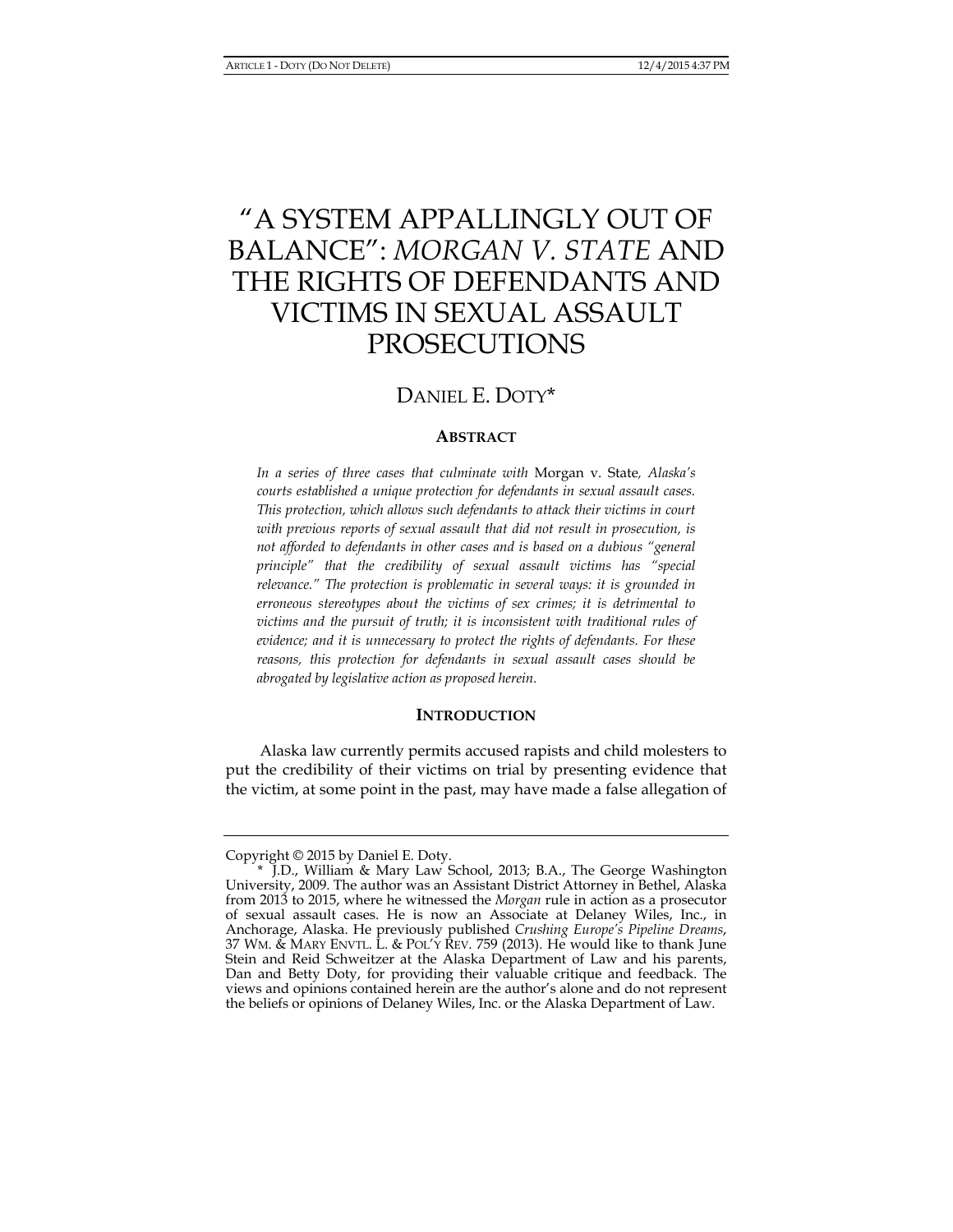# "A SYSTEM APPALLINGLY OUT OF BALANCE": *MORGAN V. STATE* AND THE RIGHTS OF DEFENDANTS AND VICTIMS IN SEXUAL ASSAULT PROSECUTIONS

DANIEL E. DOTY*

## ABSTRACT

*In a series of three cases that culminate with* Morgan v. State*, Alaska's courts established a unique protection for defendants in sexual assault cases. This protection, which allows such defendants to attack their victims in court with previous reports of sexual assault that did not result in prosecution, is not afforded to defendants in other cases and is based on a dubious "general principle" that the credibility of sexual assault victims has "special relevance." The protection is problematic in several ways: it is grounded in erroneous stereotypes about the victims of sex crimes; it is detrimental to victims and the pursuit of truth; it is inconsistent with traditional rules of evidence; and it is unnecessary to protect the rights of defendants. For these reasons, this protection for defendants in sexual assault cases should be abrogated by legislative action as proposed herein.*

## INTRODUCTION

Alaska law currently permits accused rapists and child molesters to put the credibility of their victims on trial by presenting evidence that the victim, at some point in the past, may have made a false allegation of

---

Copyright © 2015 by Daniel E. Doty.

\* J.D., William & Mary Law School, 2013; B.A., The George Washington University, 2009. The author was an Assistant District Attorney in Bethel, Alaska from 2013 to 2015, where he witnessed the *Morgan* rule in action as a prosecutor of sexual assault cases. He is now an Associate at Delaney Wiles, Inc., in Anchorage, Alaska. He previously published *Crushing Europe's Pipeline Dreams*, 37 WM. & MARY ENVTL. L. & POL'Y REV. 759 (2013). He would like to thank June Stein and Reid Schweitzer at the Alaska Department of Law and his parents, Dan and Betty Doty, for providing their valuable critique and feedback. The views and opinions contained herein are the author's alone and do not represent the beliefs or opinions of Delaney Wiles, Inc. or the Alaska Department of Law.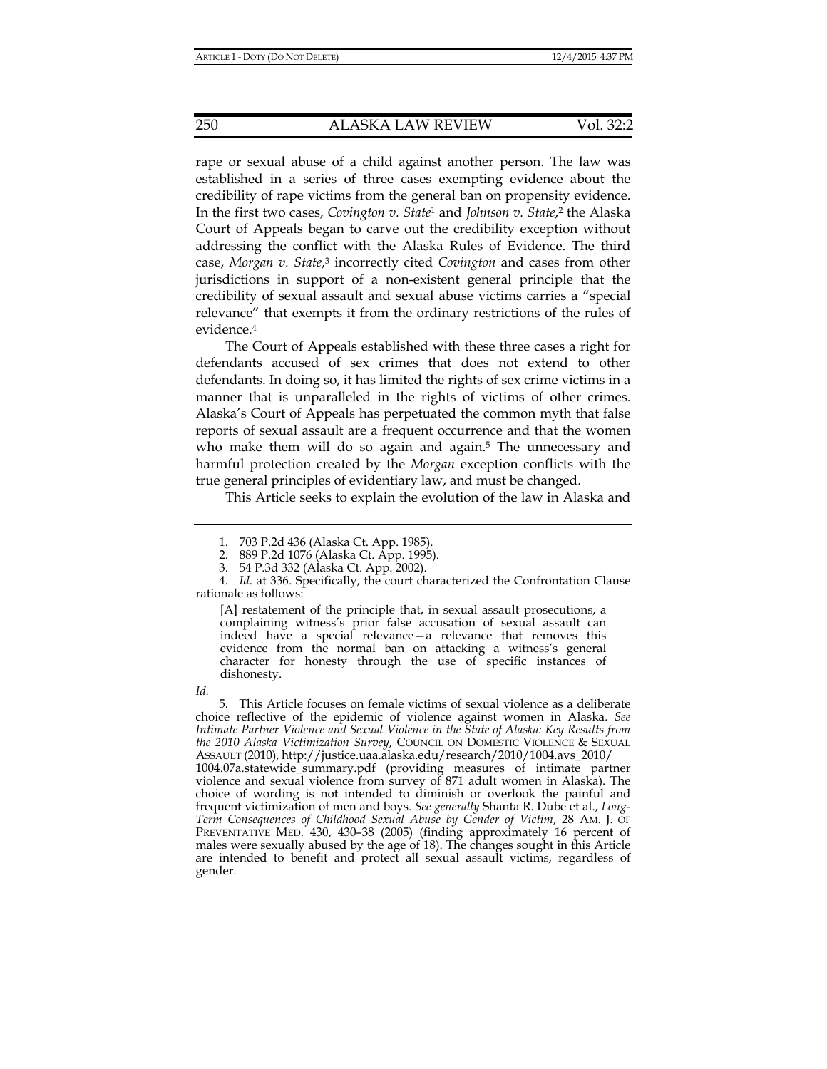rape or sexual abuse of a child against another person. The law was established in a series of three cases exempting evidence about the credibility of rape victims from the general ban on propensity evidence. In the first two cases, *Covington v. State*[1] and *Johnson v. State*,[2] the Alaska Court of Appeals began to carve out the credibility exception without addressing the conflict with the Alaska Rules of Evidence. The third case, *Morgan v. State*,[3] incorrectly cited *Covington* and cases from other jurisdictions in support of a non-existent general principle that the credibility of sexual assault and sexual abuse victims carries a "special relevance" that exempts it from the ordinary restrictions of the rules of evidence.[4]

The Court of Appeals established with these three cases a right for defendants accused of sex crimes that does not extend to other defendants. In doing so, it has limited the rights of sex crime victims in a manner that is unparalleled in the rights of victims of other crimes. Alaska's Court of Appeals has perpetuated the common myth that false reports of sexual assault are a frequent occurrence and that the women who make them will do so again and again.[5] The unnecessary and harmful protection created by the *Morgan* exception conflicts with the true general principles of evidentiary law, and must be changed.

This Article seeks to explain the evolution of the law in Alaska and

---

1. 703 P.2d 436 (Alaska Ct. App. 1985).

2. 889 P.2d 1076 (Alaska Ct. App. 1995).

3. 54 P.3d 332 (Alaska Ct. App. 2002).

4. *Id*. at 336. Specifically, the court characterized the Confrontation Clause rationale as follows:

> [A] restatement of the principle that, in sexual assault prosecutions, a complaining witness's prior false accusation of sexual assault can indeed have a special relevance—a relevance that removes this evidence from the normal ban on attacking a witness's general character for honesty through the use of specific instances of dishonesty.

*Id.*

5. This Article focuses on female victims of sexual violence as a deliberate choice reflective of the epidemic of violence against women in Alaska. *See Intimate Partner Violence and Sexual Violence in the State of Alaska: Key Results from the 2010 Alaska Victimization Survey*, COUNCIL ON DOMESTIC VIOLENCE & SEXUAL ASSAULT (2010), http://justice.uaa.alaska.edu/research/2010/1004.avs_2010/1004.07a.statewide_summary.pdf (providing measures of intimate partner violence and sexual violence from survey of 871 adult women in Alaska). The choice of wording is not intended to diminish or overlook the painful and frequent victimization of men and boys. *See generally* Shanta R. Dube et al., *Long-Term Consequences of Childhood Sexual Abuse by Gender of Victim*, 28 AM. J. OF PREVENTATIVE MED. 430, 430–38 (2005) (finding approximately 16 percent of males were sexually abused by the age of 18). The changes sought in this Article are intended to benefit and protect all sexual assault victims, regardless of gender.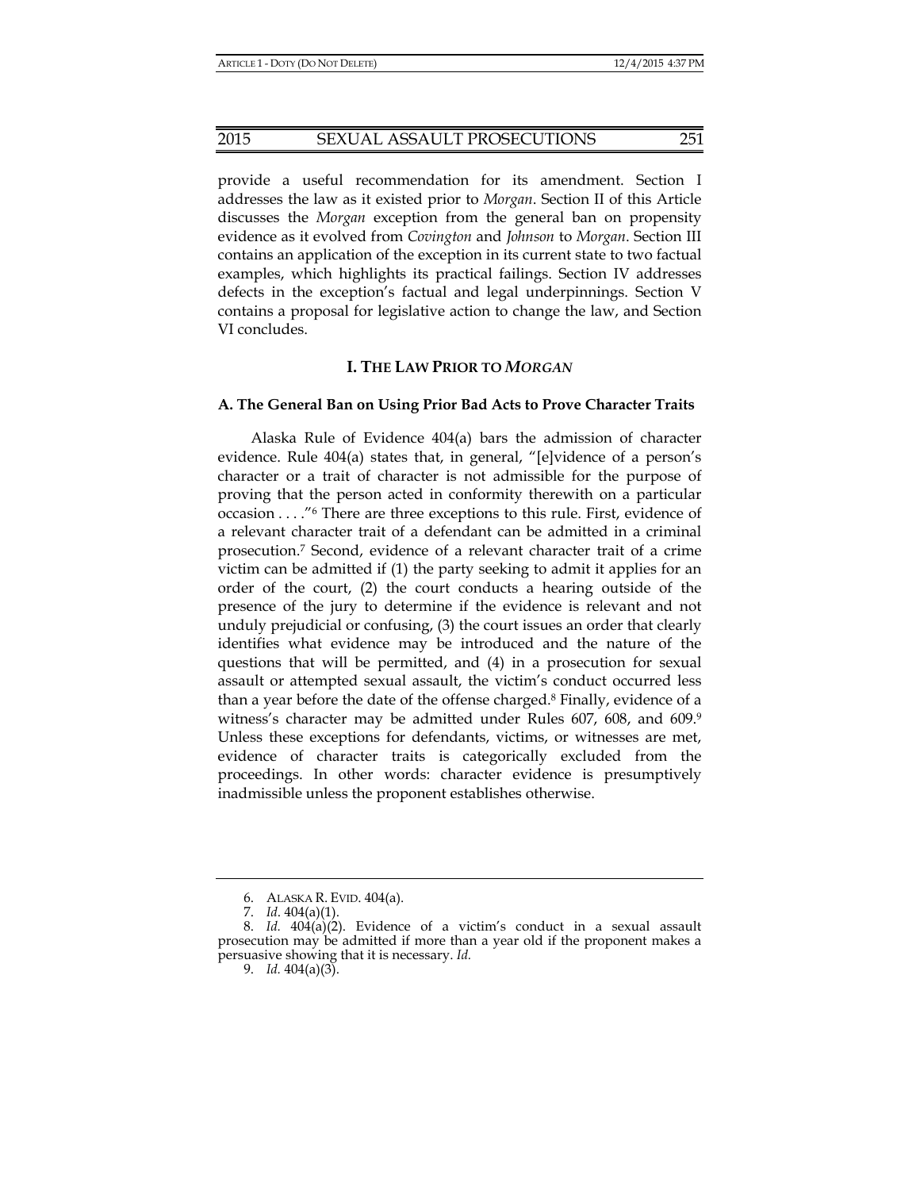provide a useful recommendation for its amendment. Section I addresses the law as it existed prior to *Morgan*. Section II of this Article discusses the *Morgan* exception from the general ban on propensity evidence as it evolved from *Covington* and *Johnson* to *Morgan*. Section III contains an application of the exception in its current state to two factual examples, which highlights its practical failings. Section IV addresses defects in the exception's factual and legal underpinnings. Section V contains a proposal for legislative action to change the law, and Section VI concludes.

## I. THE LAW PRIOR TO *MORGAN*

### A. The General Ban on Using Prior Bad Acts to Prove Character Traits

Alaska Rule of Evidence 404(a) bars the admission of character evidence. Rule 404(a) states that, in general, "[e]vidence of a person's character or a trait of character is not admissible for the purpose of proving that the person acted in conformity therewith on a particular occasion . . . ."[6] There are three exceptions to this rule. First, evidence of a relevant character trait of a defendant can be admitted in a criminal prosecution.[7] Second, evidence of a relevant character trait of a crime victim can be admitted if (1) the party seeking to admit it applies for an order of the court, (2) the court conducts a hearing outside of the presence of the jury to determine if the evidence is relevant and not unduly prejudicial or confusing, (3) the court issues an order that clearly identifies what evidence may be introduced and the nature of the questions that will be permitted, and (4) in a prosecution for sexual assault or attempted sexual assault, the victim's conduct occurred less than a year before the date of the offense charged.[8] Finally, evidence of a witness's character may be admitted under Rules 607, 608, and 609.[9] Unless these exceptions for defendants, victims, or witnesses are met, evidence of character traits is categorically excluded from the proceedings. In other words: character evidence is presumptively inadmissible unless the proponent establishes otherwise.

---

6. ALASKA R. EVID. 404(a).

7. *Id*. 404(a)(1).

8. *Id.* 404(a)(2). Evidence of a victim's conduct in a sexual assault prosecution may be admitted if more than a year old if the proponent makes a persuasive showing that it is necessary. *Id.*

9. *Id.* 404(a)(3).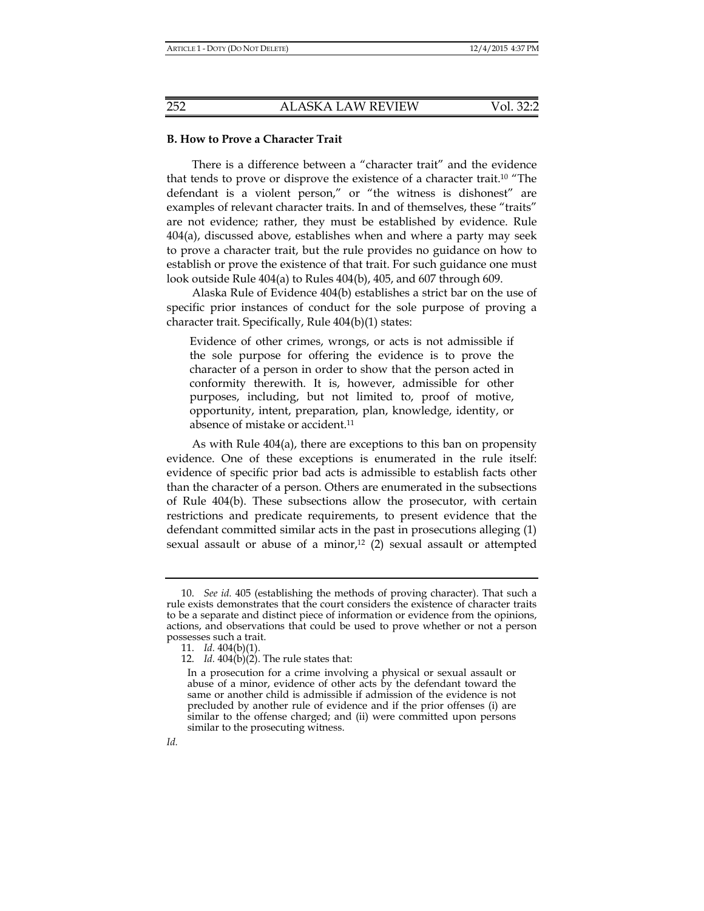### B. How to Prove a Character Trait

There is a difference between a "character trait" and the evidence that tends to prove or disprove the existence of a character trait.[10] "The defendant is a violent person," or "the witness is dishonest" are examples of relevant character traits. In and of themselves, these "traits" are not evidence; rather, they must be established by evidence. Rule 404(a), discussed above, establishes when and where a party may seek to prove a character trait, but the rule provides no guidance on how to establish or prove the existence of that trait. For such guidance one must look outside Rule 404(a) to Rules 404(b), 405, and 607 through 609.

Alaska Rule of Evidence 404(b) establishes a strict bar on the use of specific prior instances of conduct for the sole purpose of proving a character trait. Specifically, Rule 404(b)(1) states:

> Evidence of other crimes, wrongs, or acts is not admissible if the sole purpose for offering the evidence is to prove the character of a person in order to show that the person acted in conformity therewith. It is, however, admissible for other purposes, including, but not limited to, proof of motive, opportunity, intent, preparation, plan, knowledge, identity, or absence of mistake or accident.[11]

As with Rule 404(a), there are exceptions to this ban on propensity evidence. One of these exceptions is enumerated in the rule itself: evidence of specific prior bad acts is admissible to establish facts other than the character of a person. Others are enumerated in the subsections of Rule 404(b). These subsections allow the prosecutor, with certain restrictions and predicate requirements, to present evidence that the defendant committed similar acts in the past in prosecutions alleging (1) sexual assault or abuse of a minor,[12] (2) sexual assault or attempted

---

10. *See id.* 405 (establishing the methods of proving character). That such a rule exists demonstrates that the court considers the existence of character traits to be a separate and distinct piece of information or evidence from the opinions, actions, and observations that could be used to prove whether or not a person possesses such a trait.

11. *Id.* 404(b)(1).

12. *Id.* 404(b)(2). The rule states that:

> In a prosecution for a crime involving a physical or sexual assault or abuse of a minor, evidence of other acts by the defendant toward the same or another child is admissible if admission of the evidence is not precluded by another rule of evidence and if the prior offenses (i) are similar to the offense charged; and (ii) were committed upon persons similar to the prosecuting witness.

*Id.*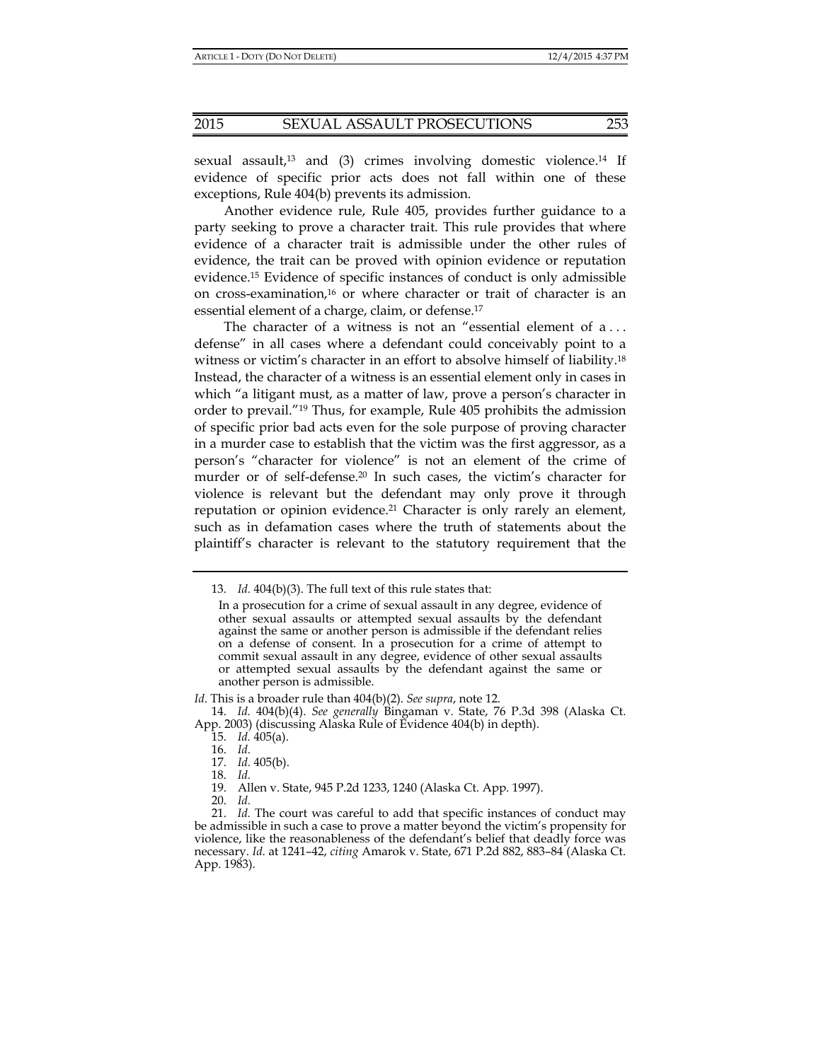sexual assault,[13] and (3) crimes involving domestic violence.[14] If evidence of specific prior acts does not fall within one of these exceptions, Rule 404(b) prevents its admission.

Another evidence rule, Rule 405, provides further guidance to a party seeking to prove a character trait. This rule provides that where evidence of a character trait is admissible under the other rules of evidence, the trait can be proved with opinion evidence or reputation evidence.[15] Evidence of specific instances of conduct is only admissible on cross-examination,[16] or where character or trait of character is an essential element of a charge, claim, or defense.[17]

The character of a witness is not an "essential element of a . . . defense" in all cases where a defendant could conceivably point to a witness or victim's character in an effort to absolve himself of liability.[18] Instead, the character of a witness is an essential element only in cases in which "a litigant must, as a matter of law, prove a person's character in order to prevail."[19] Thus, for example, Rule 405 prohibits the admission of specific prior bad acts even for the sole purpose of proving character in a murder case to establish that the victim was the first aggressor, as a person's "character for violence" is not an element of the crime of murder or of self-defense.[20] In such cases, the victim's character for violence is relevant but the defendant may only prove it through reputation or opinion evidence.[21] Character is only rarely an element, such as in defamation cases where the truth of statements about the plaintiff's character is relevant to the statutory requirement that the

---

13. *Id.* 404(b)(3). The full text of this rule states that:

> In a prosecution for a crime of sexual assault in any degree, evidence of other sexual assaults or attempted sexual assaults by the defendant against the same or another person is admissible if the defendant relies on a defense of consent. In a prosecution for a crime of attempt to commit sexual assault in any degree, evidence of other sexual assaults or attempted sexual assaults by the defendant against the same or another person is admissible.

*Id.* This is a broader rule than 404(b)(2). *See supra*, note 12.

14. *Id.* 404(b)(4). *See generally* Bingaman v. State, 76 P.3d 398 (Alaska Ct. App. 2003) (discussing Alaska Rule of Evidence 404(b) in depth).

15. *Id.* 405(a).

16. *Id.*

17. *Id.* 405(b).

18. *Id.*

19. Allen v. State, 945 P.2d 1233, 1240 (Alaska Ct. App. 1997).

20. *Id.*

21. *Id.* The court was careful to add that specific instances of conduct may be admissible in such a case to prove a matter beyond the victim's propensity for violence, like the reasonableness of the defendant's belief that deadly force was necessary. *Id.* at 1241–42, *citing* Amarok v. State, 671 P.2d 882, 883–84 (Alaska Ct. App. 1983).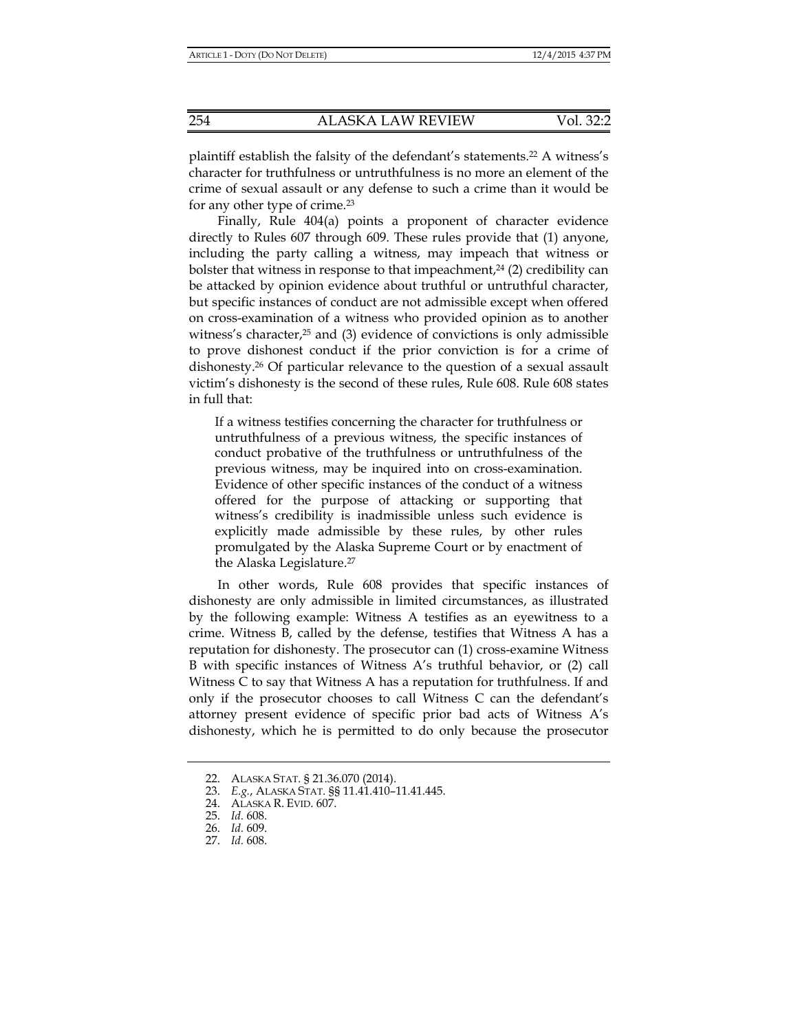plaintiff establish the falsity of the defendant's statements.[22] A witness's character for truthfulness or untruthfulness is no more an element of the crime of sexual assault or any defense to such a crime than it would be for any other type of crime.[23]

Finally, Rule 404(a) points a proponent of character evidence directly to Rules 607 through 609. These rules provide that (1) anyone, including the party calling a witness, may impeach that witness or bolster that witness in response to that impeachment,[24] (2) credibility can be attacked by opinion evidence about truthful or untruthful character, but specific instances of conduct are not admissible except when offered on cross-examination of a witness who provided opinion as to another witness's character,[25] and (3) evidence of convictions is only admissible to prove dishonest conduct if the prior conviction is for a crime of dishonesty.[26] Of particular relevance to the question of a sexual assault victim's dishonesty is the second of these rules, Rule 608. Rule 608 states in full that:

> If a witness testifies concerning the character for truthfulness or untruthfulness of a previous witness, the specific instances of conduct probative of the truthfulness or untruthfulness of the previous witness, may be inquired into on cross-examination. Evidence of other specific instances of the conduct of a witness offered for the purpose of attacking or supporting that witness's credibility is inadmissible unless such evidence is explicitly made admissible by these rules, by other rules promulgated by the Alaska Supreme Court or by enactment of the Alaska Legislature.[27]

In other words, Rule 608 provides that specific instances of dishonesty are only admissible in limited circumstances, as illustrated by the following example: Witness A testifies as an eyewitness to a crime. Witness B, called by the defense, testifies that Witness A has a reputation for dishonesty. The prosecutor can (1) cross-examine Witness B with specific instances of Witness A's truthful behavior, or (2) call Witness C to say that Witness A has a reputation for truthfulness. If and only if the prosecutor chooses to call Witness C can the defendant's attorney present evidence of specific prior bad acts of Witness A's dishonesty, which he is permitted to do only because the prosecutor

---

22. ALASKA STAT. § 21.36.070 (2014).
23. *E.g.*, ALASKA STAT. §§ 11.41.410–11.41.445.
24. ALASKA R. EVID. 607.
25. *Id.* 608.
26. *Id.* 609.
27. *Id.* 608.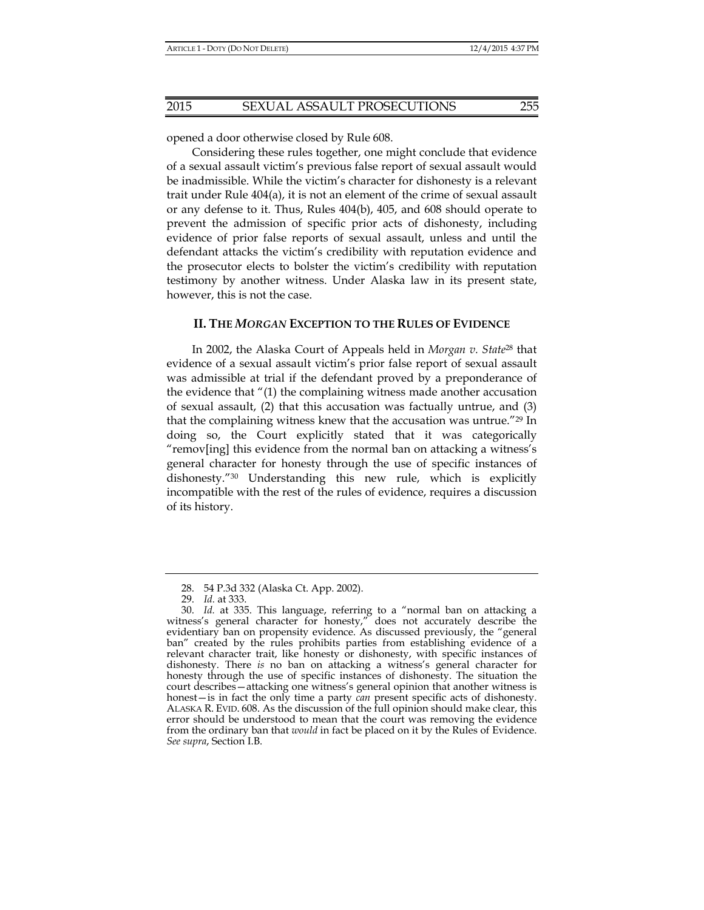opened a door otherwise closed by Rule 608.

Considering these rules together, one might conclude that evidence of a sexual assault victim's previous false report of sexual assault would be inadmissible. While the victim's character for dishonesty is a relevant trait under Rule 404(a), it is not an element of the crime of sexual assault or any defense to it. Thus, Rules 404(b), 405, and 608 should operate to prevent the admission of specific prior acts of dishonesty, including evidence of prior false reports of sexual assault, unless and until the defendant attacks the victim's credibility with reputation evidence and the prosecutor elects to bolster the victim's credibility with reputation testimony by another witness. Under Alaska law in its present state, however, this is not the case.

## II. THE *MORGAN* EXCEPTION TO THE RULES OF EVIDENCE

In 2002, the Alaska Court of Appeals held in *Morgan v. State*[28] that evidence of a sexual assault victim's prior false report of sexual assault was admissible at trial if the defendant proved by a preponderance of the evidence that "(1) the complaining witness made another accusation of sexual assault, (2) that this accusation was factually untrue, and (3) that the complaining witness knew that the accusation was untrue."[29] In doing so, the Court explicitly stated that it was categorically "remov[ing] this evidence from the normal ban on attacking a witness's general character for honesty through the use of specific instances of dishonesty."[30] Understanding this new rule, which is explicitly incompatible with the rest of the rules of evidence, requires a discussion of its history.

---

28. 54 P.3d 332 (Alaska Ct. App. 2002).

29. *Id.* at 333.

30. *Id.* at 335. This language, referring to a "normal ban on attacking a witness's general character for honesty," does not accurately describe the evidentiary ban on propensity evidence. As discussed previously, the "general ban" created by the rules prohibits parties from establishing evidence of a relevant character trait, like honesty or dishonesty, with specific instances of dishonesty. There *is* no ban on attacking a witness's general character for honesty through the use of specific instances of dishonesty. The situation the court describes—attacking one witness's general opinion that another witness is honest—is in fact the only time a party *can* present specific acts of dishonesty. ALASKA R. EVID. 608. As the discussion of the full opinion should make clear, this error should be understood to mean that the court was removing the evidence from the ordinary ban that *would* in fact be placed on it by the Rules of Evidence. *See supra*, Section I.B.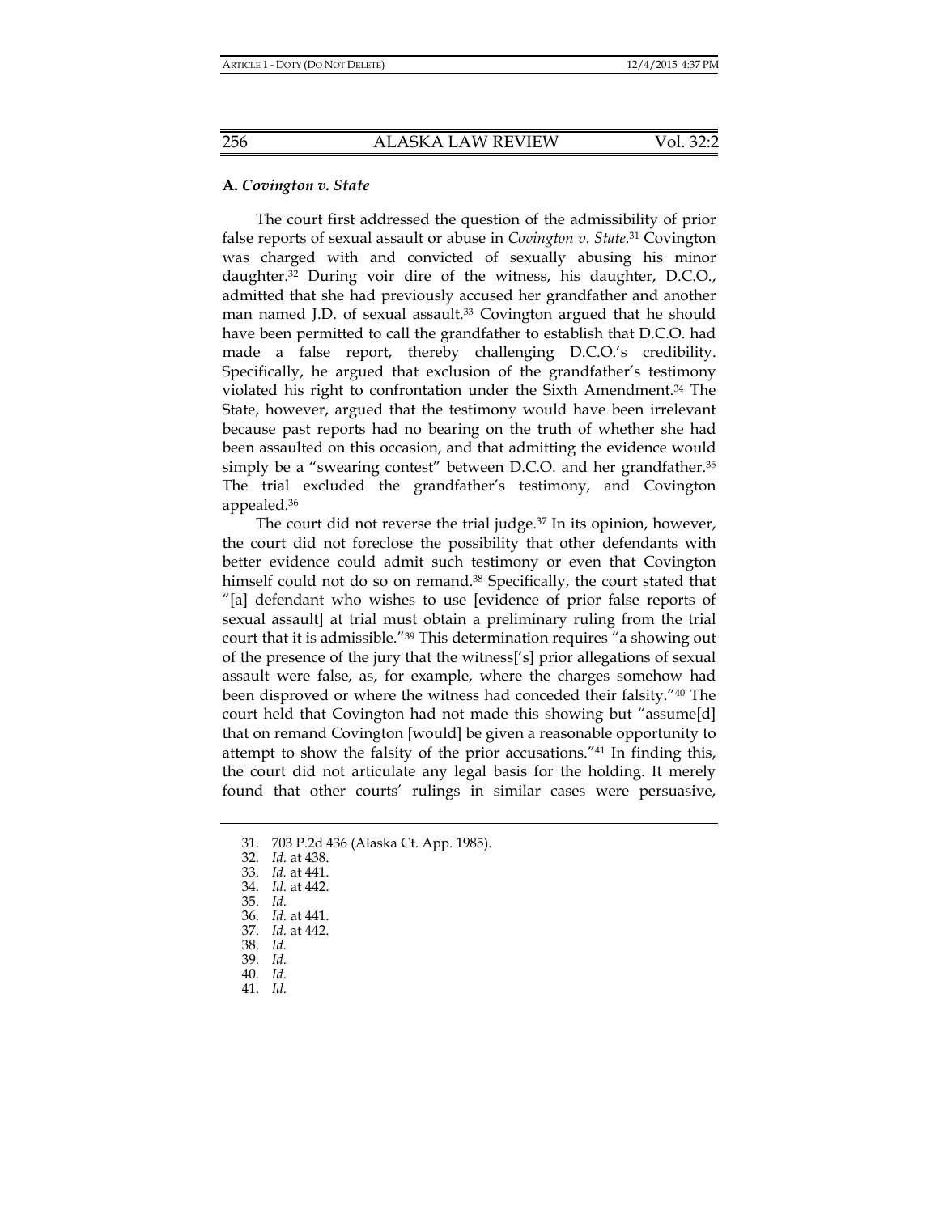### A. *Covington v. State*

The court first addressed the question of the admissibility of prior false reports of sexual assault or abuse in *Covington v. State*.[31] Covington was charged with and convicted of sexually abusing his minor daughter.[32] During voir dire of the witness, his daughter, D.C.O., admitted that she had previously accused her grandfather and another man named J.D. of sexual assault.[33] Covington argued that he should have been permitted to call the grandfather to establish that D.C.O. had made a false report, thereby challenging D.C.O.'s credibility. Specifically, he argued that exclusion of the grandfather's testimony violated his right to confrontation under the Sixth Amendment.[34] The State, however, argued that the testimony would have been irrelevant because past reports had no bearing on the truth of whether she had been assaulted on this occasion, and that admitting the evidence would simply be a "swearing contest" between D.C.O. and her grandfather.[35] The trial excluded the grandfather's testimony, and Covington appealed.[36]

The court did not reverse the trial judge.[37] In its opinion, however, the court did not foreclose the possibility that other defendants with better evidence could admit such testimony or even that Covington himself could not do so on remand.[38] Specifically, the court stated that "[a] defendant who wishes to use [evidence of prior false reports of sexual assault] at trial must obtain a preliminary ruling from the trial court that it is admissible."[39] This determination requires "a showing out of the presence of the jury that the witness['s] prior allegations of sexual assault were false, as, for example, where the charges somehow had been disproved or where the witness had conceded their falsity."[40] The court held that Covington had not made this showing but "assume[d] that on remand Covington [would] be given a reasonable opportunity to attempt to show the falsity of the prior accusations."[41] In finding this, the court did not articulate any legal basis for the holding. It merely found that other courts' rulings in similar cases were persuasive,

---

31. 703 P.2d 436 (Alaska Ct. App. 1985).
32. *Id.* at 438.
33. *Id.* at 441.
34. *Id.* at 442.
35. *Id.*
36. *Id.* at 441.
37. *Id.* at 442.
38. *Id.*
39. *Id.*
40. *Id.*
41. *Id.*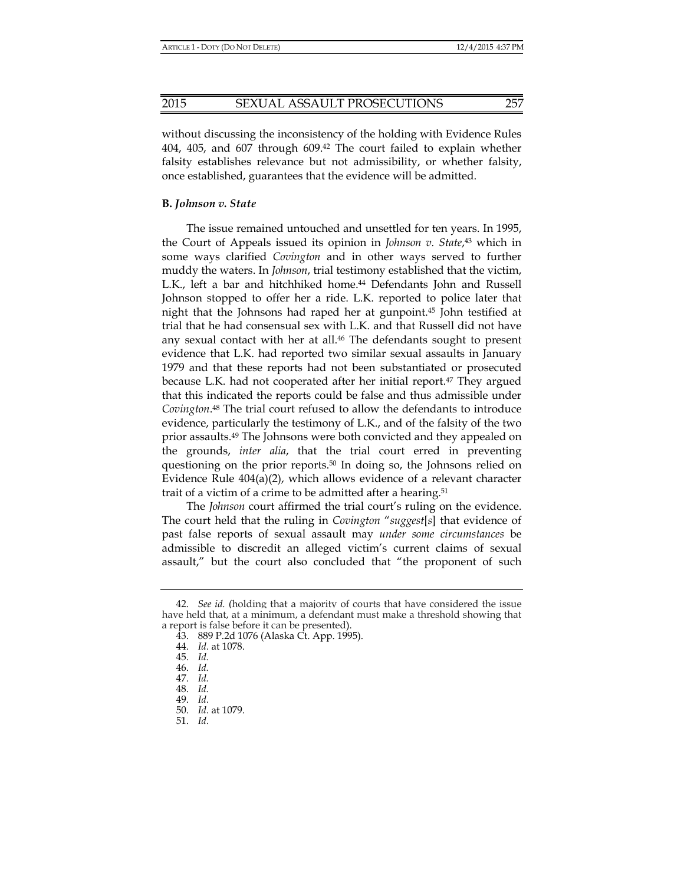without discussing the inconsistency of the holding with Evidence Rules 404, 405, and 607 through 609.[42] The court failed to explain whether falsity establishes relevance but not admissibility, or whether falsity, once established, guarantees that the evidence will be admitted.

### B. *Johnson v. State*

The issue remained untouched and unsettled for ten years. In 1995, the Court of Appeals issued its opinion in *Johnson v. State*,[43] which in some ways clarified *Covington* and in other ways served to further muddy the waters. In *Johnson*, trial testimony established that the victim, L.K., left a bar and hitchhiked home.[44] Defendants John and Russell Johnson stopped to offer her a ride. L.K. reported to police later that night that the Johnsons had raped her at gunpoint.[45] John testified at trial that he had consensual sex with L.K. and that Russell did not have any sexual contact with her at all.[46] The defendants sought to present evidence that L.K. had reported two similar sexual assaults in January 1979 and that these reports had not been substantiated or prosecuted because L.K. had not cooperated after her initial report.[47] They argued that this indicated the reports could be false and thus admissible under *Covington*.[48] The trial court refused to allow the defendants to introduce evidence, particularly the testimony of L.K., and of the falsity of the two prior assaults.[49] The Johnsons were both convicted and they appealed on the grounds, *inter alia*, that the trial court erred in preventing questioning on the prior reports.[50] In doing so, the Johnsons relied on Evidence Rule 404(a)(2), which allows evidence of a relevant character trait of a victim of a crime to be admitted after a hearing.[51]

The *Johnson* court affirmed the trial court's ruling on the evidence. The court held that the ruling in *Covington* "*suggest*[*s*] that evidence of past false reports of sexual assault may *under some circumstances* be admissible to discredit an alleged victim's current claims of sexual assault," but the court also concluded that "the proponent of such

---

42. *See id.* (holding that a majority of courts that have considered the issue have held that, at a minimum, a defendant must make a threshold showing that a report is false before it can be presented).

43. 889 P.2d 1076 (Alaska Ct. App. 1995).

44. *Id.* at 1078.

45. *Id.*

46. *Id.*

47. *Id.*

48. *Id.*

49. *Id.*

50. *Id.* at 1079.

51. *Id.*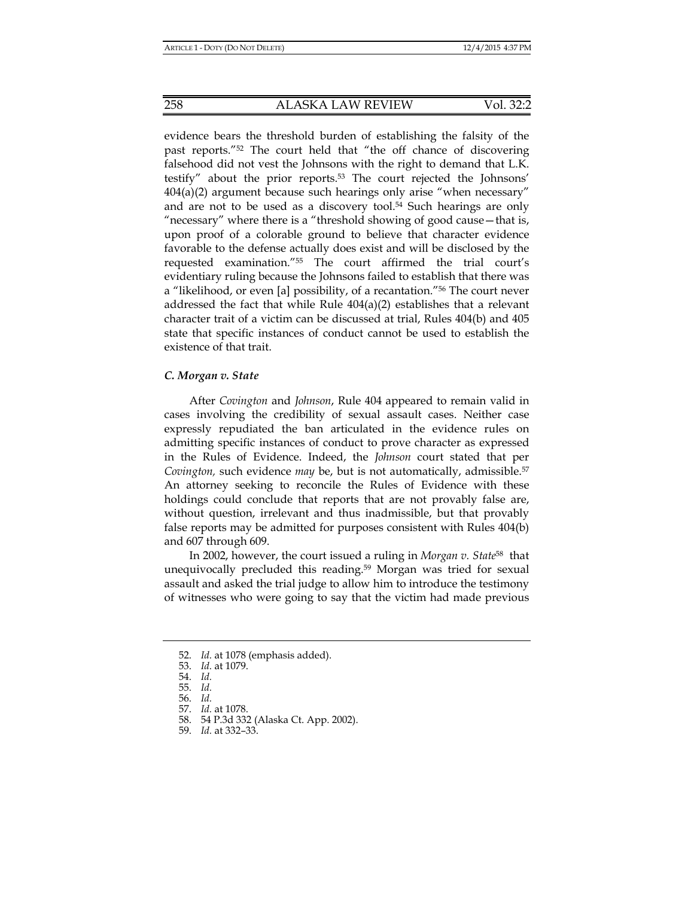evidence bears the threshold burden of establishing the falsity of the past reports."[52] The court held that "the off chance of discovering falsehood did not vest the Johnsons with the right to demand that L.K. testify" about the prior reports.[53] The court rejected the Johnsons' 404(a)(2) argument because such hearings only arise "when necessary" and are not to be used as a discovery tool.[54] Such hearings are only "necessary" where there is a "threshold showing of good cause—that is, upon proof of a colorable ground to believe that character evidence favorable to the defense actually does exist and will be disclosed by the requested examination."[55] The court affirmed the trial court's evidentiary ruling because the Johnsons failed to establish that there was a "likelihood, or even [a] possibility, of a recantation."[56] The court never addressed the fact that while Rule 404(a)(2) establishes that a relevant character trait of a victim can be discussed at trial, Rules 404(b) and 405 state that specific instances of conduct cannot be used to establish the existence of that trait.

### *C. Morgan v. State*

After *Covington* and *Johnson*, Rule 404 appeared to remain valid in cases involving the credibility of sexual assault cases. Neither case expressly repudiated the ban articulated in the evidence rules on admitting specific instances of conduct to prove character as expressed in the Rules of Evidence. Indeed, the *Johnson* court stated that per *Covington,* such evidence *may* be, but is not automatically, admissible.[57] An attorney seeking to reconcile the Rules of Evidence with these holdings could conclude that reports that are not provably false are, without question, irrelevant and thus inadmissible, but that provably false reports may be admitted for purposes consistent with Rules 404(b) and 607 through 609.

In 2002, however, the court issued a ruling in *Morgan v. State*[58] that unequivocally precluded this reading.[59] Morgan was tried for sexual assault and asked the trial judge to allow him to introduce the testimony of witnesses who were going to say that the victim had made previous

---

52. *Id.* at 1078 (emphasis added).
53. *Id.* at 1079.
54. *Id.*
55. *Id.*
56. *Id.*
57. *Id.* at 1078.
58. 54 P.3d 332 (Alaska Ct. App. 2002).
59. *Id.* at 332–33.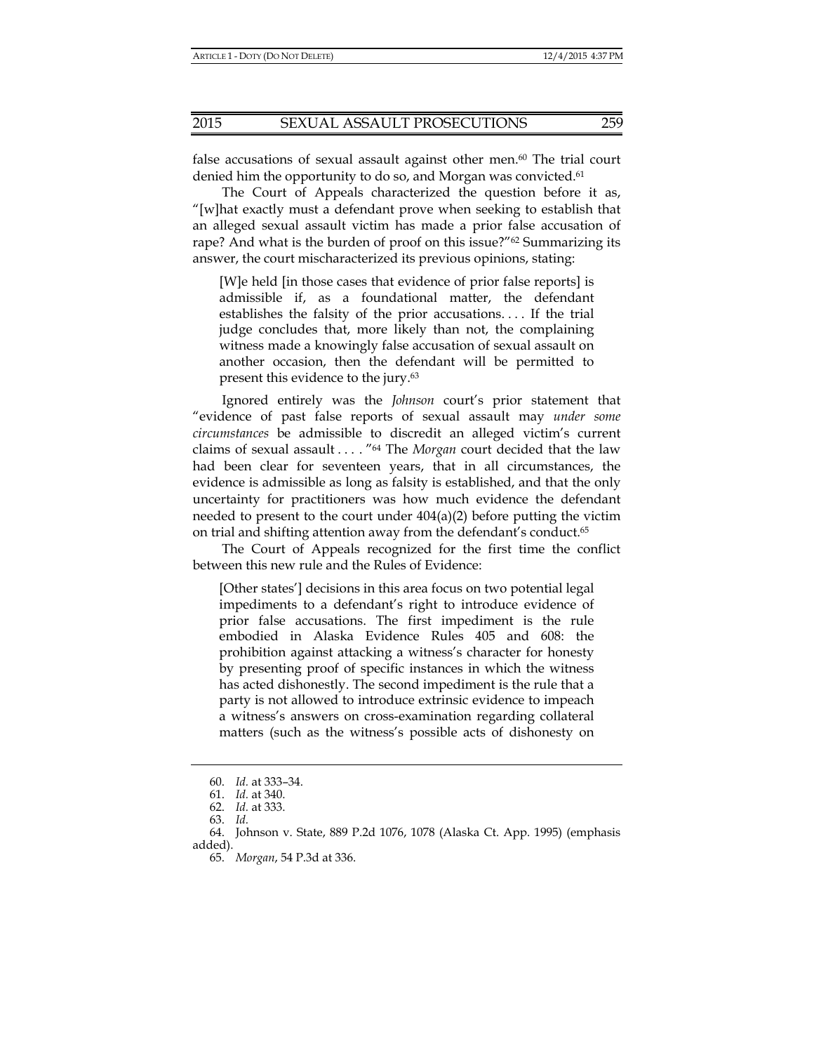false accusations of sexual assault against other men.[60] The trial court denied him the opportunity to do so, and Morgan was convicted.[61]

The Court of Appeals characterized the question before it as, "[w]hat exactly must a defendant prove when seeking to establish that an alleged sexual assault victim has made a prior false accusation of rape? And what is the burden of proof on this issue?"[62] Summarizing its answer, the court mischaracterized its previous opinions, stating:

> [W]e held [in those cases that evidence of prior false reports] is admissible if, as a foundational matter, the defendant establishes the falsity of the prior accusations. . . . If the trial judge concludes that, more likely than not, the complaining witness made a knowingly false accusation of sexual assault on another occasion, then the defendant will be permitted to present this evidence to the jury.[63]

Ignored entirely was the *Johnson* court's prior statement that "evidence of past false reports of sexual assault may *under some circumstances* be admissible to discredit an alleged victim's current claims of sexual assault . . . ."[64] The *Morgan* court decided that the law had been clear for seventeen years, that in all circumstances, the evidence is admissible as long as falsity is established, and that the only uncertainty for practitioners was how much evidence the defendant needed to present to the court under 404(a)(2) before putting the victim on trial and shifting attention away from the defendant's conduct.[65]

The Court of Appeals recognized for the first time the conflict between this new rule and the Rules of Evidence:

> [Other states'] decisions in this area focus on two potential legal impediments to a defendant's right to introduce evidence of prior false accusations. The first impediment is the rule embodied in Alaska Evidence Rules 405 and 608: the prohibition against attacking a witness's character for honesty by presenting proof of specific instances in which the witness has acted dishonestly. The second impediment is the rule that a party is not allowed to introduce extrinsic evidence to impeach a witness's answers on cross-examination regarding collateral matters (such as the witness's possible acts of dishonesty on

---

60. *Id.* at 333–34.
61. *Id.* at 340.
62. *Id.* at 333.
63. *Id.*
64. Johnson v. State, 889 P.2d 1076, 1078 (Alaska Ct. App. 1995) (emphasis added).
65. *Morgan*, 54 P.3d at 336.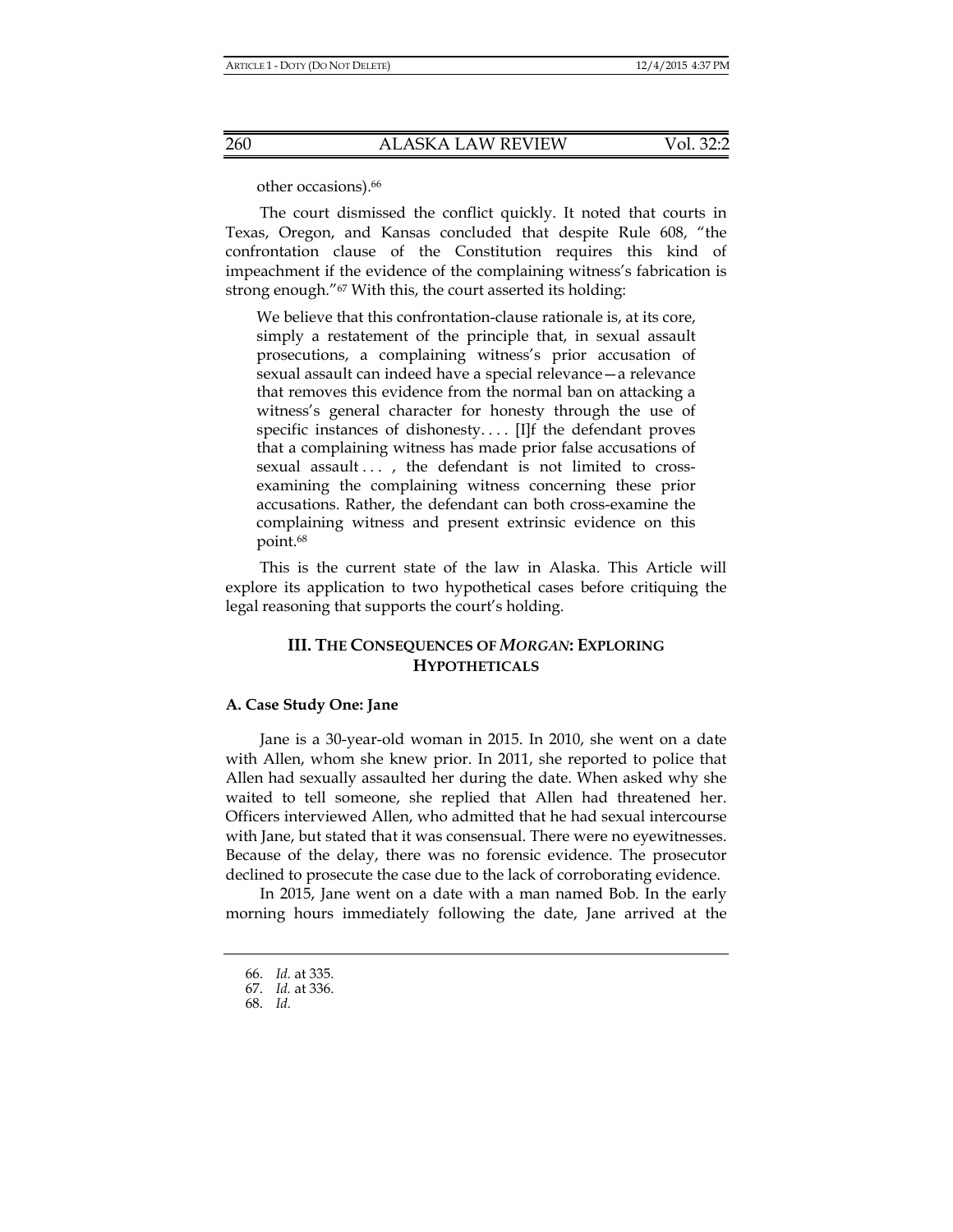other occasions).[66]

The court dismissed the conflict quickly. It noted that courts in Texas, Oregon, and Kansas concluded that despite Rule 608, "the confrontation clause of the Constitution requires this kind of impeachment if the evidence of the complaining witness's fabrication is strong enough."[67] With this, the court asserted its holding:

> We believe that this confrontation-clause rationale is, at its core, simply a restatement of the principle that, in sexual assault prosecutions, a complaining witness's prior accusation of sexual assault can indeed have a special relevance—a relevance that removes this evidence from the normal ban on attacking a witness's general character for honesty through the use of specific instances of dishonesty. . . . [I]f the defendant proves that a complaining witness has made prior false accusations of sexual assault . . . , the defendant is not limited to cross-examining the complaining witness concerning these prior accusations. Rather, the defendant can both cross-examine the complaining witness and present extrinsic evidence on this point.[68]

This is the current state of the law in Alaska. This Article will explore its application to two hypothetical cases before critiquing the legal reasoning that supports the court's holding.

## III. THE CONSEQUENCES OF *MORGAN*: EXPLORING HYPOTHETICALS

### A. Case Study One: Jane

Jane is a 30-year-old woman in 2015. In 2010, she went on a date with Allen, whom she knew prior. In 2011, she reported to police that Allen had sexually assaulted her during the date. When asked why she waited to tell someone, she replied that Allen had threatened her. Officers interviewed Allen, who admitted that he had sexual intercourse with Jane, but stated that it was consensual. There were no eyewitnesses. Because of the delay, there was no forensic evidence. The prosecutor declined to prosecute the case due to the lack of corroborating evidence.

In 2015, Jane went on a date with a man named Bob. In the early morning hours immediately following the date, Jane arrived at the

---

66. *Id.* at 335.
67. *Id.* at 336.
68. *Id.*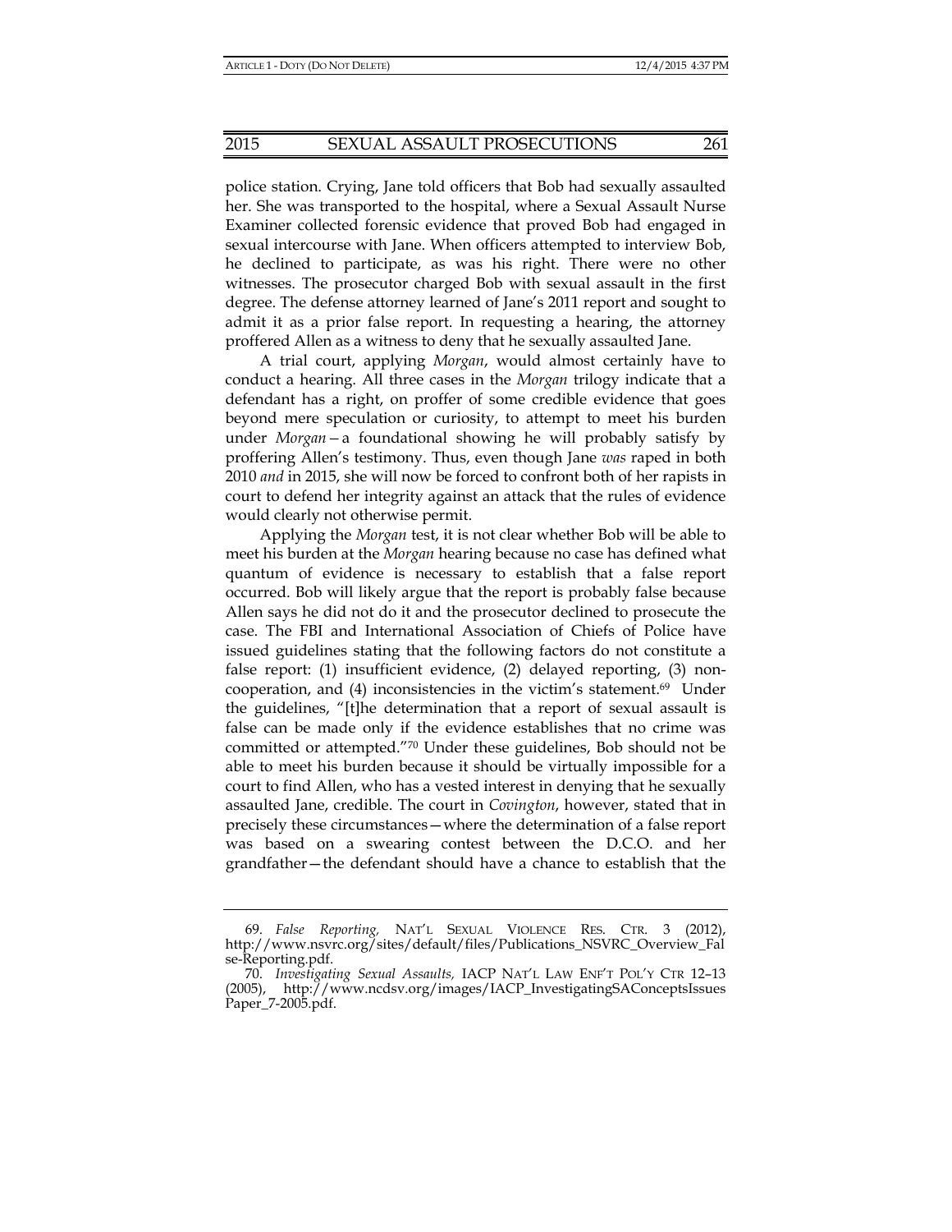police station. Crying, Jane told officers that Bob had sexually assaulted her. She was transported to the hospital, where a Sexual Assault Nurse Examiner collected forensic evidence that proved Bob had engaged in sexual intercourse with Jane. When officers attempted to interview Bob, he declined to participate, as was his right. There were no other witnesses. The prosecutor charged Bob with sexual assault in the first degree. The defense attorney learned of Jane's 2011 report and sought to admit it as a prior false report. In requesting a hearing, the attorney proffered Allen as a witness to deny that he sexually assaulted Jane.

A trial court, applying *Morgan*, would almost certainly have to conduct a hearing. All three cases in the *Morgan* trilogy indicate that a defendant has a right, on proffer of some credible evidence that goes beyond mere speculation or curiosity, to attempt to meet his burden under *Morgan*—a foundational showing he will probably satisfy by proffering Allen's testimony. Thus, even though Jane *was* raped in both 2010 *and* in 2015, she will now be forced to confront both of her rapists in court to defend her integrity against an attack that the rules of evidence would clearly not otherwise permit.

Applying the *Morgan* test, it is not clear whether Bob will be able to meet his burden at the *Morgan* hearing because no case has defined what quantum of evidence is necessary to establish that a false report occurred. Bob will likely argue that the report is probably false because Allen says he did not do it and the prosecutor declined to prosecute the case. The FBI and International Association of Chiefs of Police have issued guidelines stating that the following factors do not constitute a false report: (1) insufficient evidence, (2) delayed reporting, (3) non-cooperation, and (4) inconsistencies in the victim's statement.[69] Under the guidelines, "[t]he determination that a report of sexual assault is false can be made only if the evidence establishes that no crime was committed or attempted."[70] Under these guidelines, Bob should not be able to meet his burden because it should be virtually impossible for a court to find Allen, who has a vested interest in denying that he sexually assaulted Jane, credible. The court in *Covington*, however, stated that in precisely these circumstances—where the determination of a false report was based on a swearing contest between the D.C.O. and her grandfather—the defendant should have a chance to establish that the

---

69. *False Reporting,* NAT'L SEXUAL VIOLENCE RES. CTR. 3 (2012), http://www.nsvrc.org/sites/default/files/Publications_NSVRC_Overview_False-Reporting.pdf.

70. *Investigating Sexual Assaults,* IACP NAT'L LAW ENF'T POL'Y CTR 12–13 (2005), http://www.ncdsv.org/images/IACP_InvestigatingSAConceptsIssuesPaper_7-2005.pdf.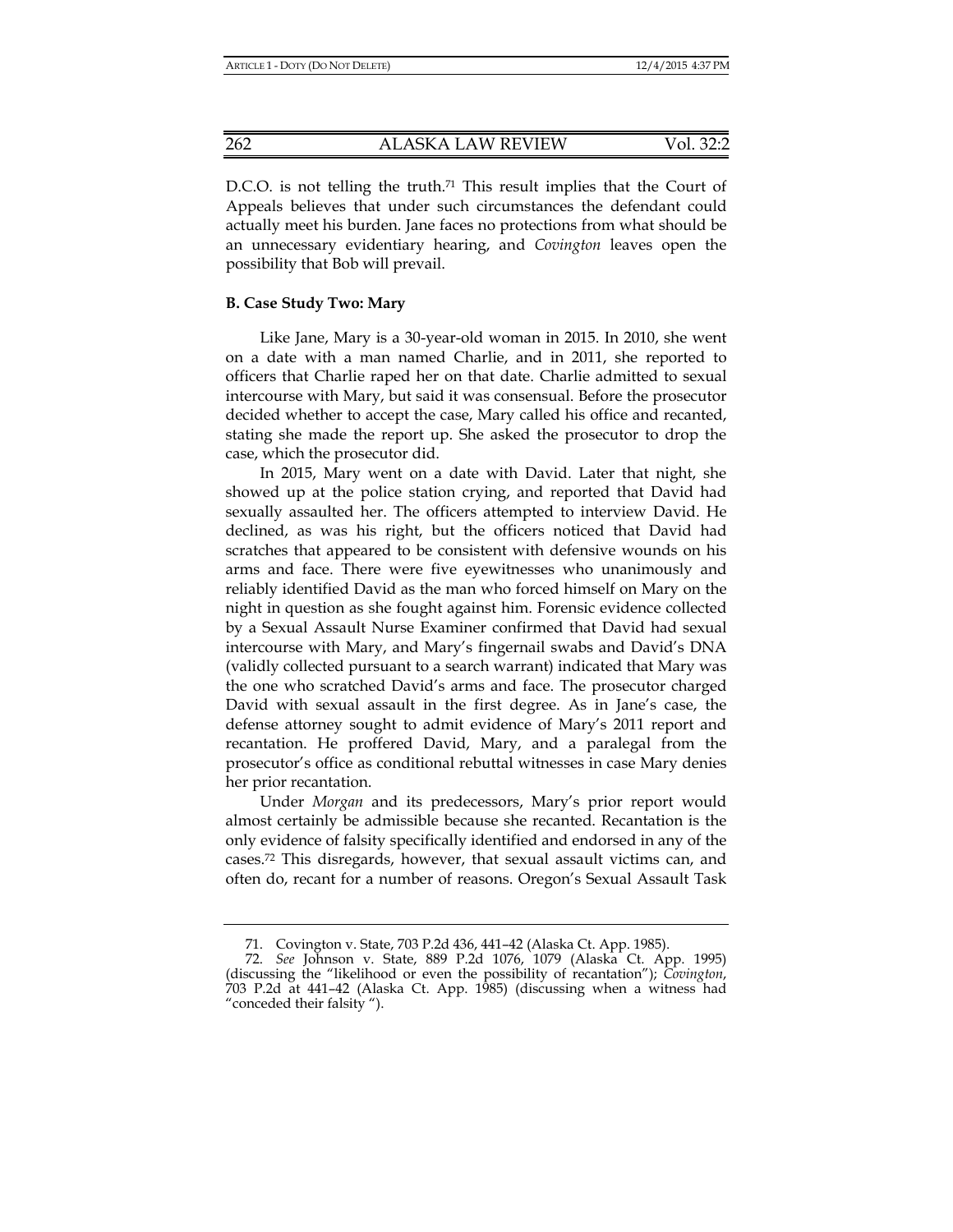D.C.O. is not telling the truth.[71] This result implies that the Court of Appeals believes that under such circumstances the defendant could actually meet his burden. Jane faces no protections from what should be an unnecessary evidentiary hearing, and *Covington* leaves open the possibility that Bob will prevail.

### B. Case Study Two: Mary

Like Jane, Mary is a 30-year-old woman in 2015. In 2010, she went on a date with a man named Charlie, and in 2011, she reported to officers that Charlie raped her on that date. Charlie admitted to sexual intercourse with Mary, but said it was consensual. Before the prosecutor decided whether to accept the case, Mary called his office and recanted, stating she made the report up. She asked the prosecutor to drop the case, which the prosecutor did.

In 2015, Mary went on a date with David. Later that night, she showed up at the police station crying, and reported that David had sexually assaulted her. The officers attempted to interview David. He declined, as was his right, but the officers noticed that David had scratches that appeared to be consistent with defensive wounds on his arms and face. There were five eyewitnesses who unanimously and reliably identified David as the man who forced himself on Mary on the night in question as she fought against him. Forensic evidence collected by a Sexual Assault Nurse Examiner confirmed that David had sexual intercourse with Mary, and Mary's fingernail swabs and David's DNA (validly collected pursuant to a search warrant) indicated that Mary was the one who scratched David's arms and face. The prosecutor charged David with sexual assault in the first degree. As in Jane's case, the defense attorney sought to admit evidence of Mary's 2011 report and recantation. He proffered David, Mary, and a paralegal from the prosecutor's office as conditional rebuttal witnesses in case Mary denies her prior recantation.

Under *Morgan* and its predecessors, Mary's prior report would almost certainly be admissible because she recanted. Recantation is the only evidence of falsity specifically identified and endorsed in any of the cases.[72] This disregards, however, that sexual assault victims can, and often do, recant for a number of reasons. Oregon's Sexual Assault Task

---

71. Covington v. State, 703 P.2d 436, 441–42 (Alaska Ct. App. 1985).

72. *See* Johnson v. State, 889 P.2d 1076, 1079 (Alaska Ct. App. 1995) (discussing the "likelihood or even the possibility of recantation"); *Covington*, 703 P.2d at 441–42 (Alaska Ct. App. 1985) (discussing when a witness had "conceded their falsity ").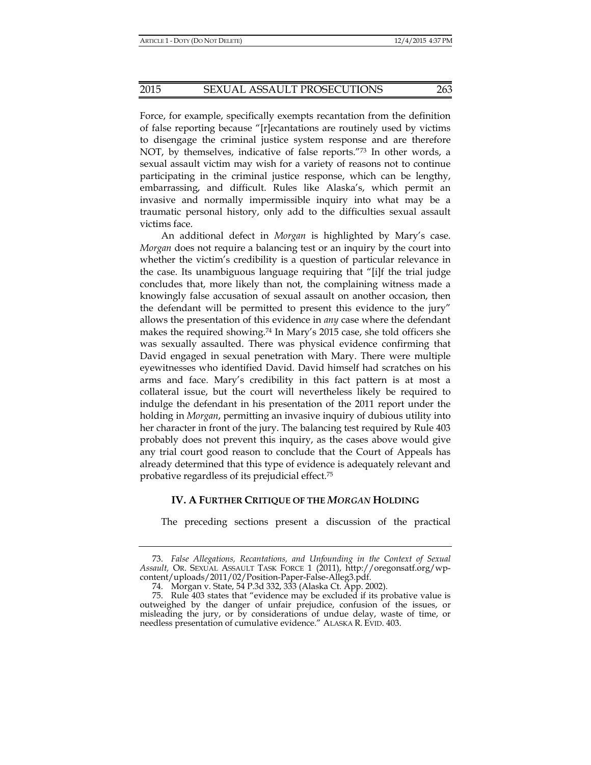Force, for example, specifically exempts recantation from the definition of false reporting because "[r]ecantations are routinely used by victims to disengage the criminal justice system response and are therefore NOT, by themselves, indicative of false reports."[73] In other words, a sexual assault victim may wish for a variety of reasons not to continue participating in the criminal justice response, which can be lengthy, embarrassing, and difficult. Rules like Alaska's, which permit an invasive and normally impermissible inquiry into what may be a traumatic personal history, only add to the difficulties sexual assault victims face.

An additional defect in *Morgan* is highlighted by Mary's case. *Morgan* does not require a balancing test or an inquiry by the court into whether the victim's credibility is a question of particular relevance in the case. Its unambiguous language requiring that "[i]f the trial judge concludes that, more likely than not, the complaining witness made a knowingly false accusation of sexual assault on another occasion, then the defendant will be permitted to present this evidence to the jury" allows the presentation of this evidence in *any* case where the defendant makes the required showing.[74] In Mary's 2015 case, she told officers she was sexually assaulted. There was physical evidence confirming that David engaged in sexual penetration with Mary. There were multiple eyewitnesses who identified David. David himself had scratches on his arms and face. Mary's credibility in this fact pattern is at most a collateral issue, but the court will nevertheless likely be required to indulge the defendant in his presentation of the 2011 report under the holding in *Morgan*, permitting an invasive inquiry of dubious utility into her character in front of the jury. The balancing test required by Rule 403 probably does not prevent this inquiry, as the cases above would give any trial court good reason to conclude that the Court of Appeals has already determined that this type of evidence is adequately relevant and probative regardless of its prejudicial effect.[75]

## IV. A FURTHER CRITIQUE OF THE *MORGAN* HOLDING

The preceding sections present a discussion of the practical

---

73. *False Allegations, Recantations, and Unfounding in the Context of Sexual Assault,* OR. SEXUAL ASSAULT TASK FORCE 1 (2011), http://oregonsatf.org/wp-content/uploads/2011/02/Position-Paper-False-Alleg3.pdf.

74. Morgan v. State, 54 P.3d 332, 333 (Alaska Ct. App. 2002).

75. Rule 403 states that "evidence may be excluded if its probative value is outweighed by the danger of unfair prejudice, confusion of the issues, or misleading the jury, or by considerations of undue delay, waste of time, or needless presentation of cumulative evidence." ALASKA R. EVID. 403.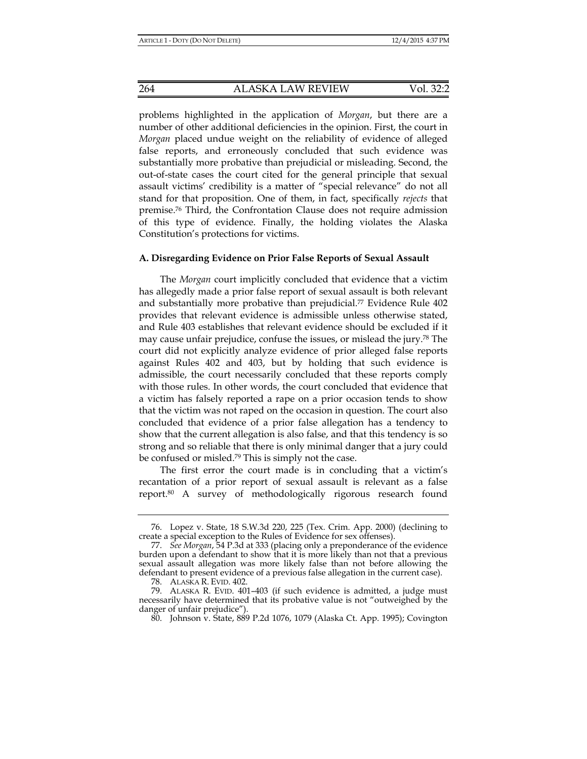problems highlighted in the application of *Morgan*, but there are a number of other additional deficiencies in the opinion. First, the court in *Morgan* placed undue weight on the reliability of evidence of alleged false reports, and erroneously concluded that such evidence was substantially more probative than prejudicial or misleading. Second, the out-of-state cases the court cited for the general principle that sexual assault victims' credibility is a matter of "special relevance" do not all stand for that proposition. One of them, in fact, specifically *rejects* that premise.[76] Third, the Confrontation Clause does not require admission of this type of evidence. Finally, the holding violates the Alaska Constitution's protections for victims.

### A. Disregarding Evidence on Prior False Reports of Sexual Assault

The *Morgan* court implicitly concluded that evidence that a victim has allegedly made a prior false report of sexual assault is both relevant and substantially more probative than prejudicial.[77] Evidence Rule 402 provides that relevant evidence is admissible unless otherwise stated, and Rule 403 establishes that relevant evidence should be excluded if it may cause unfair prejudice, confuse the issues, or mislead the jury.[78] The court did not explicitly analyze evidence of prior alleged false reports against Rules 402 and 403, but by holding that such evidence is admissible, the court necessarily concluded that these reports comply with those rules. In other words, the court concluded that evidence that a victim has falsely reported a rape on a prior occasion tends to show that the victim was not raped on the occasion in question. The court also concluded that evidence of a prior false allegation has a tendency to show that the current allegation is also false, and that this tendency is so strong and so reliable that there is only minimal danger that a jury could be confused or misled.[79] This is simply not the case.

The first error the court made is in concluding that a victim's recantation of a prior report of sexual assault is relevant as a false report.[80] A survey of methodologically rigorous research found

---

76. Lopez v. State, 18 S.W.3d 220, 225 (Tex. Crim. App. 2000) (declining to create a special exception to the Rules of Evidence for sex offenses).

77. *See Morgan*, 54 P.3d at 333 (placing only a preponderance of the evidence burden upon a defendant to show that it is more likely than not that a previous sexual assault allegation was more likely false than not before allowing the defendant to present evidence of a previous false allegation in the current case).

78. ALASKA R. EVID. 402.

79. ALASKA R. EVID. 401–403 (if such evidence is admitted, a judge must necessarily have determined that its probative value is not "outweighed by the danger of unfair prejudice").

80. Johnson v. State, 889 P.2d 1076, 1079 (Alaska Ct. App. 1995); Covington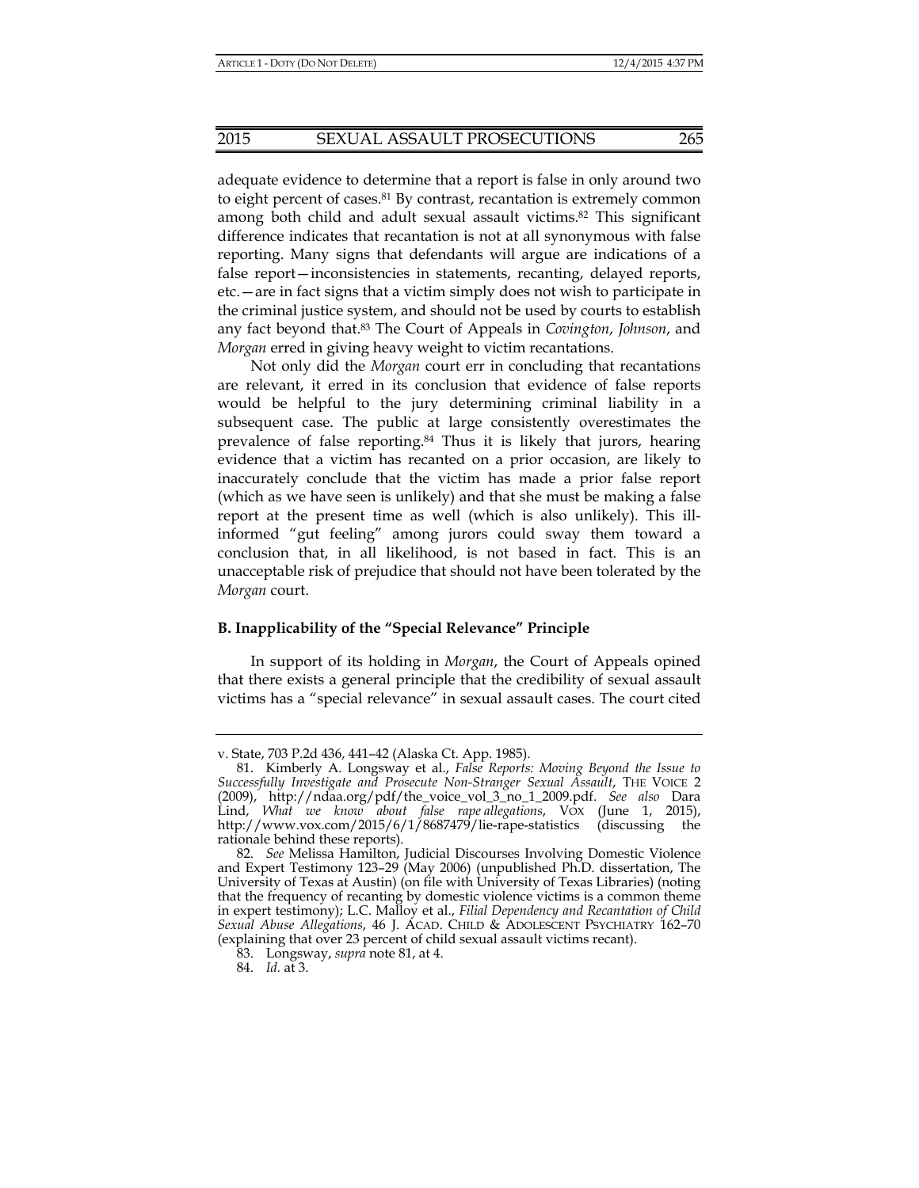adequate evidence to determine that a report is false in only around two to eight percent of cases.[81] By contrast, recantation is extremely common among both child and adult sexual assault victims.[82] This significant difference indicates that recantation is not at all synonymous with false reporting. Many signs that defendants will argue are indications of a false report—inconsistencies in statements, recanting, delayed reports, etc.—are in fact signs that a victim simply does not wish to participate in the criminal justice system, and should not be used by courts to establish any fact beyond that.[83] The Court of Appeals in *Covington*, *Johnson*, and *Morgan* erred in giving heavy weight to victim recantations.

Not only did the *Morgan* court err in concluding that recantations are relevant, it erred in its conclusion that evidence of false reports would be helpful to the jury determining criminal liability in a subsequent case. The public at large consistently overestimates the prevalence of false reporting.[84] Thus it is likely that jurors, hearing evidence that a victim has recanted on a prior occasion, are likely to inaccurately conclude that the victim has made a prior false report (which as we have seen is unlikely) and that she must be making a false report at the present time as well (which is also unlikely). This ill-informed "gut feeling" among jurors could sway them toward a conclusion that, in all likelihood, is not based in fact. This is an unacceptable risk of prejudice that should not have been tolerated by the *Morgan* court.

### B. Inapplicability of the "Special Relevance" Principle

In support of its holding in *Morgan*, the Court of Appeals opined that there exists a general principle that the credibility of sexual assault victims has a "special relevance" in sexual assault cases. The court cited

---

v. State, 703 P.2d 436, 441–42 (Alaska Ct. App. 1985).

81. Kimberly A. Longsway et al., *False Reports: Moving Beyond the Issue to Successfully Investigate and Prosecute Non-Stranger Sexual Assault*, THE VOICE 2 (2009), http://ndaa.org/pdf/the_voice_vol_3_no_1_2009.pdf. *See also* Dara Lind, *What we know about false rape allegations*, VOX (June 1, 2015), http://www.vox.com/2015/6/1/8687479/lie-rape-statistics (discussing the rationale behind these reports).

82. *See* Melissa Hamilton, Judicial Discourses Involving Domestic Violence and Expert Testimony 123–29 (May 2006) (unpublished Ph.D. dissertation, The University of Texas at Austin) (on file with University of Texas Libraries) (noting that the frequency of recanting by domestic violence victims is a common theme in expert testimony); L.C. Malloy et al., *Filial Dependency and Recantation of Child Sexual Abuse Allegations*, 46 J. ACAD. CHILD & ADOLESCENT PSYCHIATRY 162–70 (explaining that over 23 percent of child sexual assault victims recant).

83. Longsway, *supra* note 81, at 4.

84. *Id.* at 3.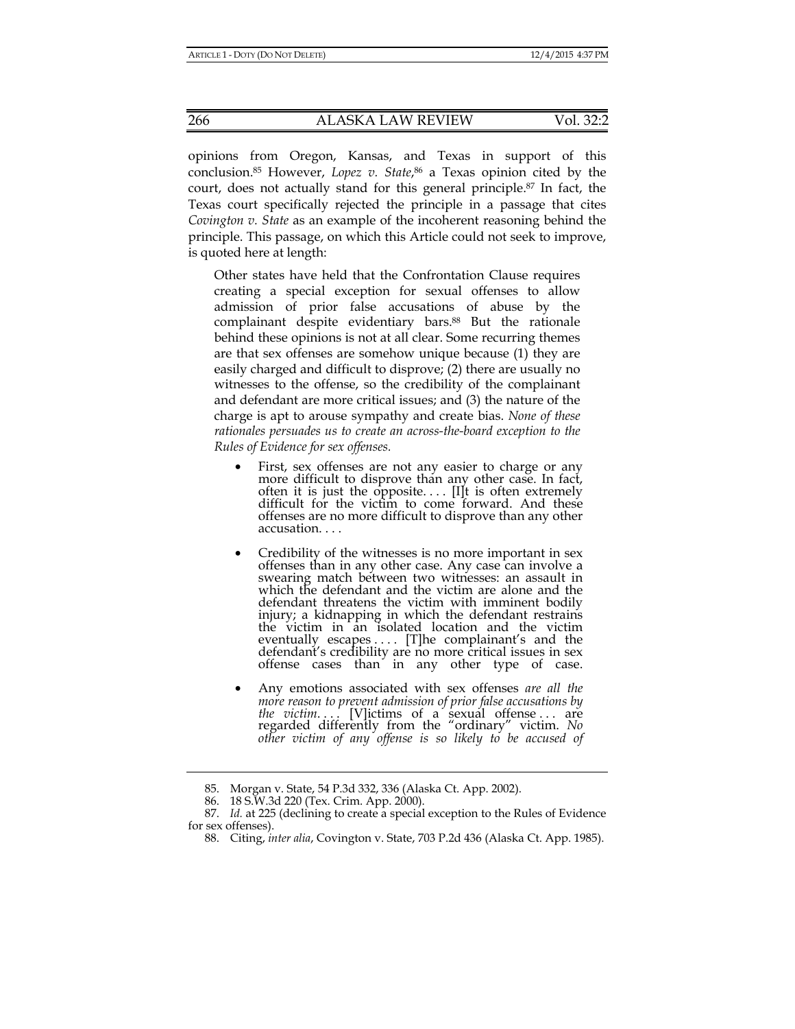opinions from Oregon, Kansas, and Texas in support of this conclusion.[85] However, *Lopez v. State*,[86] a Texas opinion cited by the court, does not actually stand for this general principle.[87] In fact, the Texas court specifically rejected the principle in a passage that cites *Covington v. State* as an example of the incoherent reasoning behind the principle. This passage, on which this Article could not seek to improve, is quoted here at length:

> Other states have held that the Confrontation Clause requires creating a special exception for sexual offenses to allow admission of prior false accusations of abuse by the complainant despite evidentiary bars.[88] But the rationale behind these opinions is not at all clear. Some recurring themes are that sex offenses are somehow unique because (1) they are easily charged and difficult to disprove; (2) there are usually no witnesses to the offense, so the credibility of the complainant and defendant are more critical issues; and (3) the nature of the charge is apt to arouse sympathy and create bias. *None of these rationales persuades us to create an across-the-board exception to the Rules of Evidence for sex offenses.*
>
> - First, sex offenses are not any easier to charge or any more difficult to disprove than any other case. In fact, often it is just the opposite. . . . [I]t is often extremely difficult for the victim to come forward. And these offenses are no more difficult to disprove than any other accusation. . . .
> - Credibility of the witnesses is no more important in sex offenses than in any other case. Any case can involve a swearing match between two witnesses: an assault in which the defendant and the victim are alone and the defendant threatens the victim with imminent bodily injury; a kidnapping in which the defendant restrains the victim in an isolated location and the victim eventually escapes . . . . [T]he complainant's and the defendant's credibility are no more critical issues in sex offense cases than in any other type of case.
> - Any emotions associated with sex offenses *are all the more reason to prevent admission of prior false accusations by the victim*. . . . [V]ictims of a sexual offense . . . are regarded differently from the "ordinary" victim. *No other victim of any offense is so likely to be accused of*

---

85. Morgan v. State, 54 P.3d 332, 336 (Alaska Ct. App. 2002).

86. 18 S.W.3d 220 (Tex. Crim. App. 2000).

87. *Id.* at 225 (declining to create a special exception to the Rules of Evidence for sex offenses).

88. Citing, *inter alia*, Covington v. State, 703 P.2d 436 (Alaska Ct. App. 1985).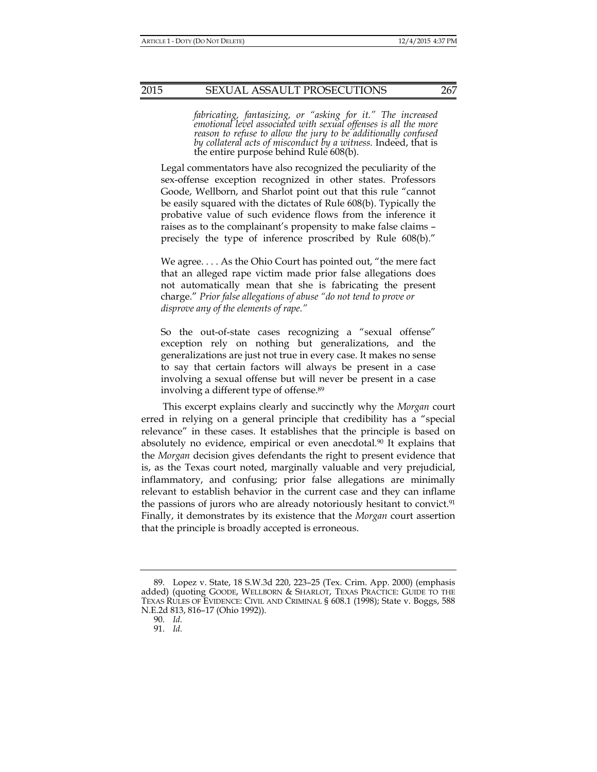> *fabricating, fantasizing, or "asking for it." The increased emotional level associated with sexual offenses is all the more reason to refuse to allow the jury to be additionally confused by collateral acts of misconduct by a witness.* Indeed, that is the entire purpose behind Rule 608(b).
>
> Legal commentators have also recognized the peculiarity of the sex-offense exception recognized in other states. Professors Goode, Wellborn, and Sharlot point out that this rule "cannot be easily squared with the dictates of Rule 608(b). Typically the probative value of such evidence flows from the inference it raises as to the complainant's propensity to make false claims – precisely the type of inference proscribed by Rule 608(b)."
>
> We agree. . . . As the Ohio Court has pointed out, "the mere fact that an alleged rape victim made prior false allegations does not automatically mean that she is fabricating the present charge." *Prior false allegations of abuse "do not tend to prove or disprove any of the elements of rape."*
>
> So the out-of-state cases recognizing a "sexual offense" exception rely on nothing but generalizations, and the generalizations are just not true in every case. It makes no sense to say that certain factors will always be present in a case involving a sexual offense but will never be present in a case involving a different type of offense.[89]

This excerpt explains clearly and succinctly why the *Morgan* court erred in relying on a general principle that credibility has a "special relevance" in these cases. It establishes that the principle is based on absolutely no evidence, empirical or even anecdotal.[90] It explains that the *Morgan* decision gives defendants the right to present evidence that is, as the Texas court noted, marginally valuable and very prejudicial, inflammatory, and confusing; prior false allegations are minimally relevant to establish behavior in the current case and they can inflame the passions of jurors who are already notoriously hesitant to convict.[91] Finally, it demonstrates by its existence that the *Morgan* court assertion that the principle is broadly accepted is erroneous.

---

89. Lopez v. State, 18 S.W.3d 220, 223–25 (Tex. Crim. App. 2000) (emphasis added) (quoting GOODE, WELLBORN & SHARLOT, TEXAS PRACTICE: GUIDE TO THE TEXAS RULES OF EVIDENCE: CIVIL AND CRIMINAL § 608.1 (1998); State v. Boggs, 588 N.E.2d 813, 816–17 (Ohio 1992)).

90. *Id.*

91. *Id.*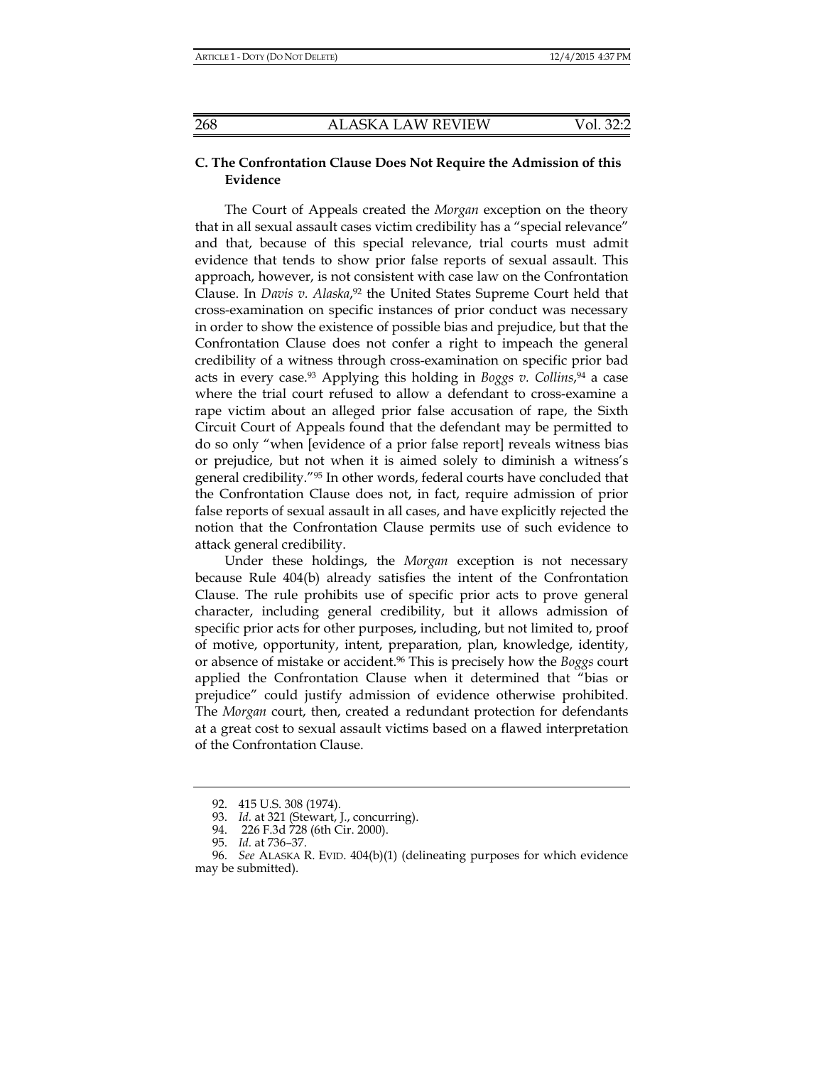### C. The Confrontation Clause Does Not Require the Admission of this Evidence

The Court of Appeals created the *Morgan* exception on the theory that in all sexual assault cases victim credibility has a "special relevance" and that, because of this special relevance, trial courts must admit evidence that tends to show prior false reports of sexual assault. This approach, however, is not consistent with case law on the Confrontation Clause. In *Davis v. Alaska*,[92] the United States Supreme Court held that cross-examination on specific instances of prior conduct was necessary in order to show the existence of possible bias and prejudice, but that the Confrontation Clause does not confer a right to impeach the general credibility of a witness through cross-examination on specific prior bad acts in every case.[93] Applying this holding in *Boggs v. Collins*,[94] a case where the trial court refused to allow a defendant to cross-examine a rape victim about an alleged prior false accusation of rape, the Sixth Circuit Court of Appeals found that the defendant may be permitted to do so only "when [evidence of a prior false report] reveals witness bias or prejudice, but not when it is aimed solely to diminish a witness's general credibility."[95] In other words, federal courts have concluded that the Confrontation Clause does not, in fact, require admission of prior false reports of sexual assault in all cases, and have explicitly rejected the notion that the Confrontation Clause permits use of such evidence to attack general credibility.

Under these holdings, the *Morgan* exception is not necessary because Rule 404(b) already satisfies the intent of the Confrontation Clause. The rule prohibits use of specific prior acts to prove general character, including general credibility, but it allows admission of specific prior acts for other purposes, including, but not limited to, proof of motive, opportunity, intent, preparation, plan, knowledge, identity, or absence of mistake or accident.[96] This is precisely how the *Boggs* court applied the Confrontation Clause when it determined that "bias or prejudice" could justify admission of evidence otherwise prohibited. The *Morgan* court, then, created a redundant protection for defendants at a great cost to sexual assault victims based on a flawed interpretation of the Confrontation Clause.

---

92. 415 U.S. 308 (1974).

93. *Id.* at 321 (Stewart, J., concurring).

94. 226 F.3d 728 (6th Cir. 2000).

95. *Id.* at 736–37.

96. *See* ALASKA R. EVID. 404(b)(1) (delineating purposes for which evidence may be submitted).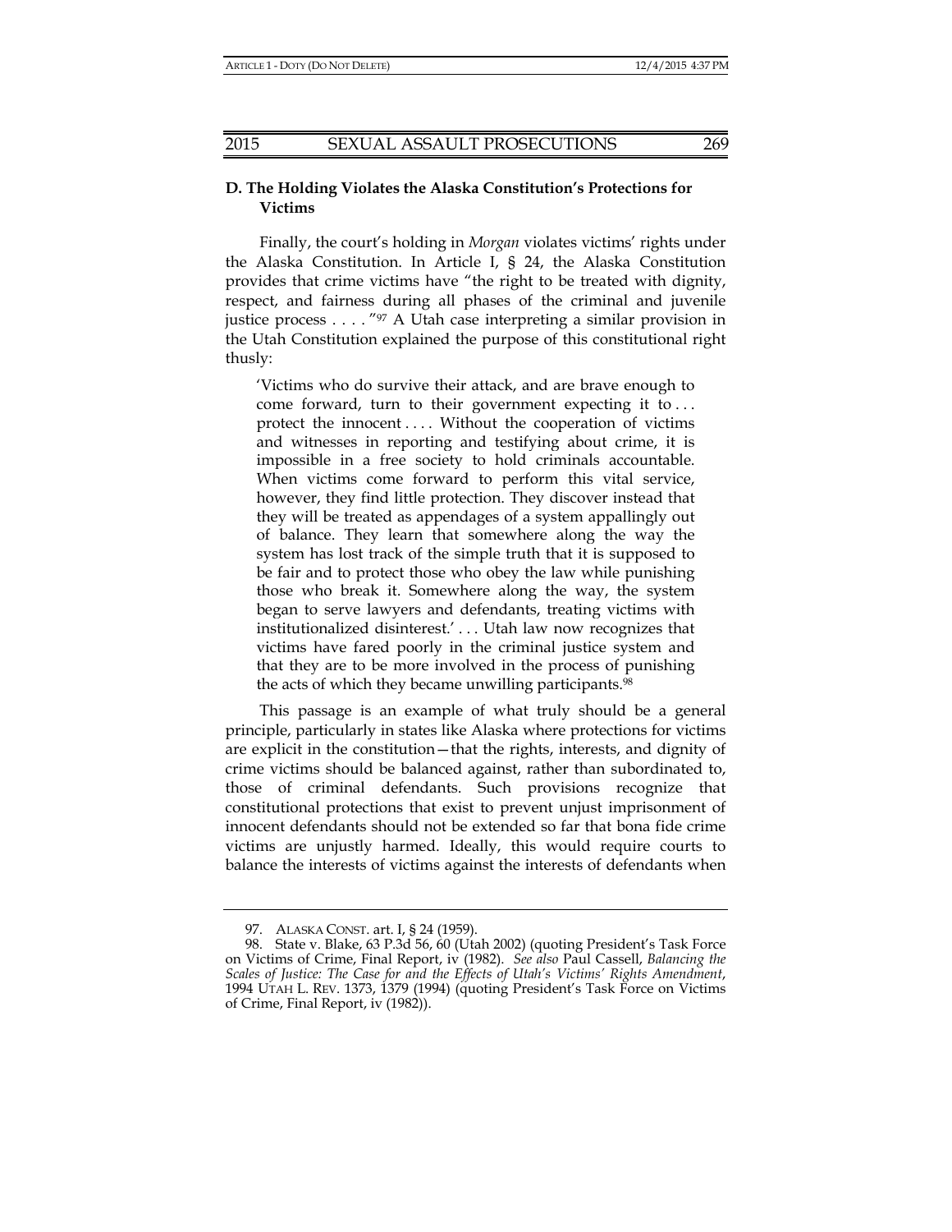### D. The Holding Violates the Alaska Constitution's Protections for Victims

Finally, the court's holding in *Morgan* violates victims' rights under the Alaska Constitution. In Article I, § 24, the Alaska Constitution provides that crime victims have "the right to be treated with dignity, respect, and fairness during all phases of the criminal and juvenile justice process . . . ."[97] A Utah case interpreting a similar provision in the Utah Constitution explained the purpose of this constitutional right thusly:

> 'Victims who do survive their attack, and are brave enough to come forward, turn to their government expecting it to . . . protect the innocent . . . . Without the cooperation of victims and witnesses in reporting and testifying about crime, it is impossible in a free society to hold criminals accountable. When victims come forward to perform this vital service, however, they find little protection. They discover instead that they will be treated as appendages of a system appallingly out of balance. They learn that somewhere along the way the system has lost track of the simple truth that it is supposed to be fair and to protect those who obey the law while punishing those who break it. Somewhere along the way, the system began to serve lawyers and defendants, treating victims with institutionalized disinterest.' . . . Utah law now recognizes that victims have fared poorly in the criminal justice system and that they are to be more involved in the process of punishing the acts of which they became unwilling participants.[98]

This passage is an example of what truly should be a general principle, particularly in states like Alaska where protections for victims are explicit in the constitution—that the rights, interests, and dignity of crime victims should be balanced against, rather than subordinated to, those of criminal defendants. Such provisions recognize that constitutional protections that exist to prevent unjust imprisonment of innocent defendants should not be extended so far that bona fide crime victims are unjustly harmed. Ideally, this would require courts to balance the interests of victims against the interests of defendants when

---

97. ALASKA CONST. art. I, § 24 (1959).

98. State v. Blake, 63 P.3d 56, 60 (Utah 2002) (quoting President's Task Force on Victims of Crime, Final Report, iv (1982). *See also* Paul Cassell, *Balancing the Scales of Justice: The Case for and the Effects of Utah's Victims' Rights Amendment*, 1994 UTAH L. REV. 1373, 1379 (1994) (quoting President's Task Force on Victims of Crime, Final Report, iv (1982)).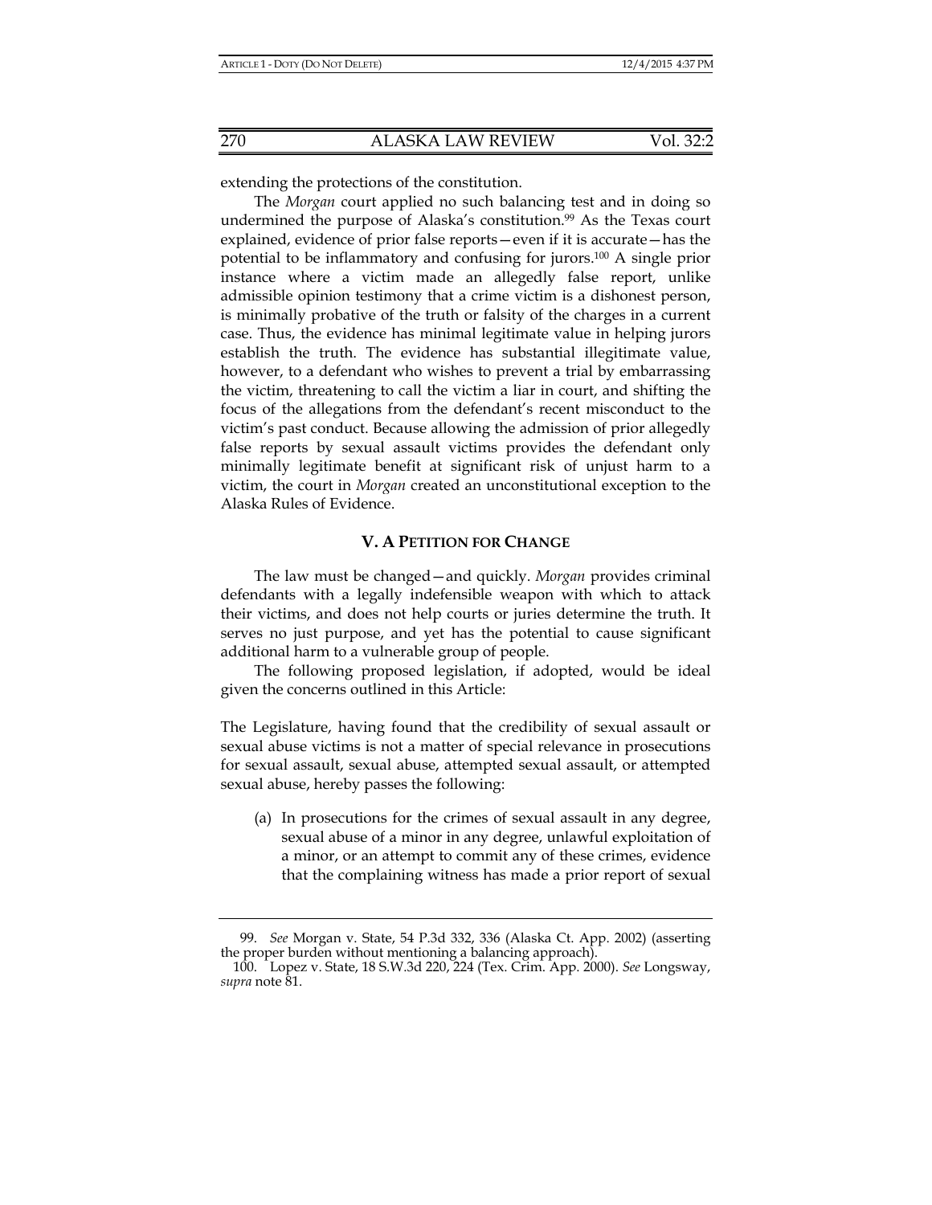extending the protections of the constitution.

The *Morgan* court applied no such balancing test and in doing so undermined the purpose of Alaska's constitution.[99] As the Texas court explained, evidence of prior false reports—even if it is accurate—has the potential to be inflammatory and confusing for jurors.[100] A single prior instance where a victim made an allegedly false report, unlike admissible opinion testimony that a crime victim is a dishonest person, is minimally probative of the truth or falsity of the charges in a current case. Thus, the evidence has minimal legitimate value in helping jurors establish the truth. The evidence has substantial illegitimate value, however, to a defendant who wishes to prevent a trial by embarrassing the victim, threatening to call the victim a liar in court, and shifting the focus of the allegations from the defendant's recent misconduct to the victim's past conduct. Because allowing the admission of prior allegedly false reports by sexual assault victims provides the defendant only minimally legitimate benefit at significant risk of unjust harm to a victim, the court in *Morgan* created an unconstitutional exception to the Alaska Rules of Evidence.

## V. A PETITION FOR CHANGE

The law must be changed—and quickly. *Morgan* provides criminal defendants with a legally indefensible weapon with which to attack their victims, and does not help courts or juries determine the truth. It serves no just purpose, and yet has the potential to cause significant additional harm to a vulnerable group of people.

The following proposed legislation, if adopted, would be ideal given the concerns outlined in this Article:

The Legislature, having found that the credibility of sexual assault or sexual abuse victims is not a matter of special relevance in prosecutions for sexual assault, sexual abuse, attempted sexual assault, or attempted sexual abuse, hereby passes the following:

(a) In prosecutions for the crimes of sexual assault in any degree, sexual abuse of a minor in any degree, unlawful exploitation of a minor, or an attempt to commit any of these crimes, evidence that the complaining witness has made a prior report of sexual

---

99. *See* Morgan v. State, 54 P.3d 332, 336 (Alaska Ct. App. 2002) (asserting the proper burden without mentioning a balancing approach).

100. Lopez v. State, 18 S.W.3d 220, 224 (Tex. Crim. App. 2000). *See* Longsway, *supra* note 81.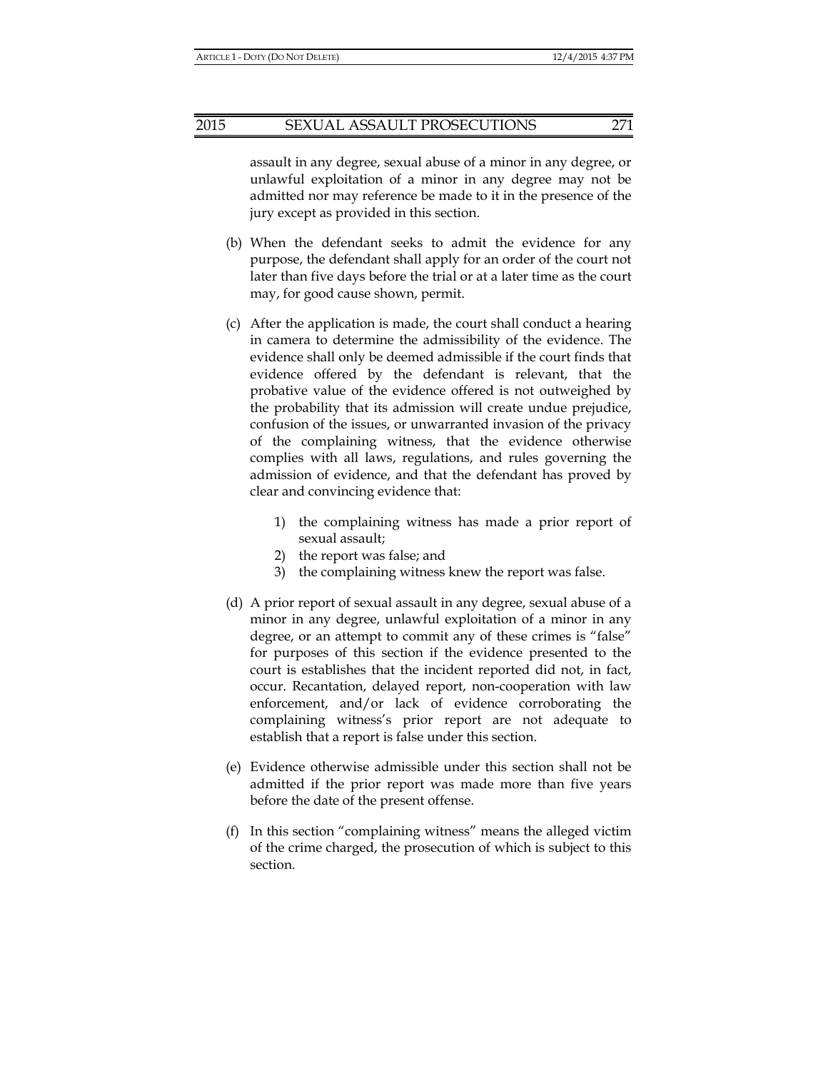assault in any degree, sexual abuse of a minor in any degree, or unlawful exploitation of a minor in any degree may not be admitted nor may reference be made to it in the presence of the jury except as provided in this section.

(b) When the defendant seeks to admit the evidence for any purpose, the defendant shall apply for an order of the court not later than five days before the trial or at a later time as the court may, for good cause shown, permit.

(c) After the application is made, the court shall conduct a hearing in camera to determine the admissibility of the evidence. The evidence shall only be deemed admissible if the court finds that evidence offered by the defendant is relevant, that the probative value of the evidence offered is not outweighed by the probability that its admission will create undue prejudice, confusion of the issues, or unwarranted invasion of the privacy of the complaining witness, that the evidence otherwise complies with all laws, regulations, and rules governing the admission of evidence, and that the defendant has proved by clear and convincing evidence that:

1) the complaining witness has made a prior report of sexual assault;
2) the report was false; and
3) the complaining witness knew the report was false.

(d) A prior report of sexual assault in any degree, sexual abuse of a minor in any degree, unlawful exploitation of a minor in any degree, or an attempt to commit any of these crimes is "false" for purposes of this section if the evidence presented to the court is establishes that the incident reported did not, in fact, occur. Recantation, delayed report, non-cooperation with law enforcement, and/or lack of evidence corroborating the complaining witness's prior report are not adequate to establish that a report is false under this section.

(e) Evidence otherwise admissible under this section shall not be admitted if the prior report was made more than five years before the date of the present offense.

(f) In this section "complaining witness" means the alleged victim of the crime charged, the prosecution of which is subject to this section.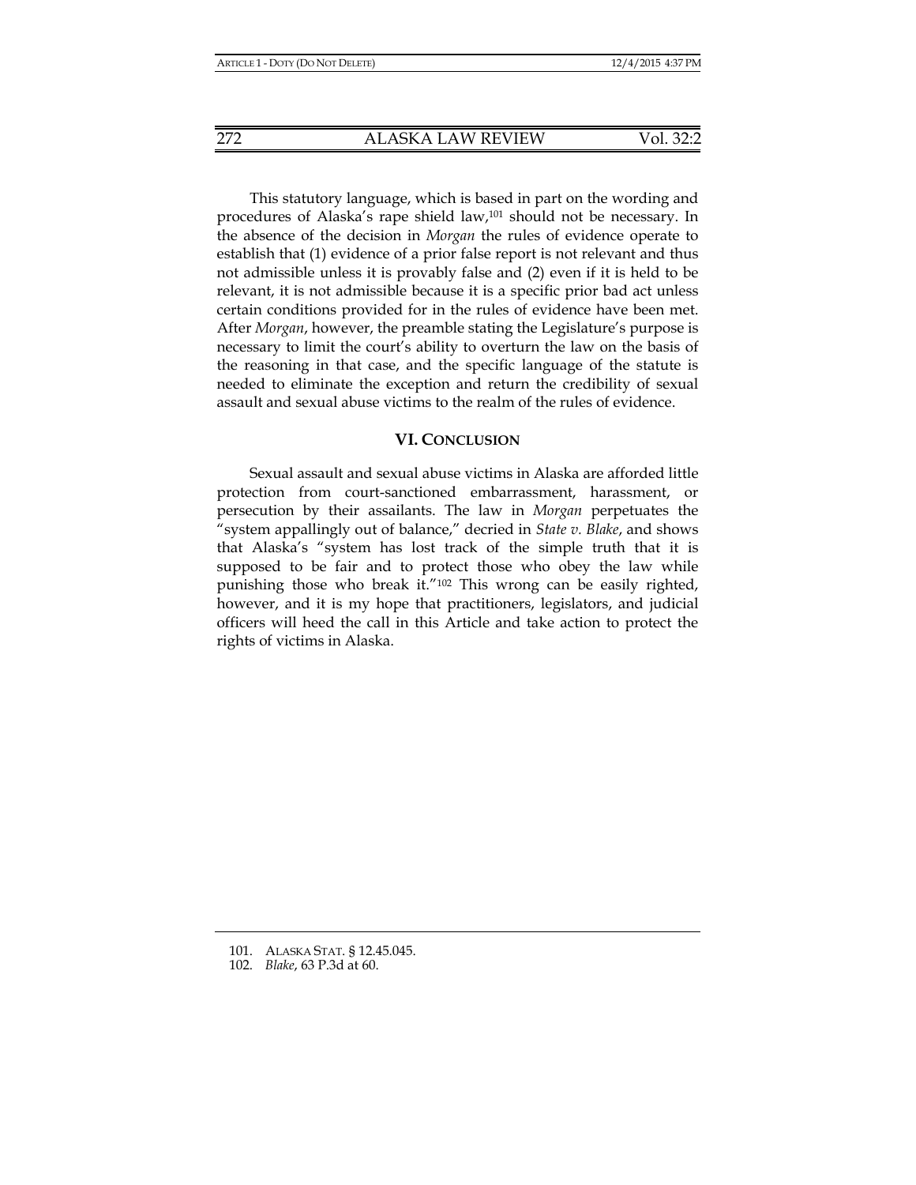This statutory language, which is based in part on the wording and procedures of Alaska's rape shield law,[101] should not be necessary. In the absence of the decision in *Morgan* the rules of evidence operate to establish that (1) evidence of a prior false report is not relevant and thus not admissible unless it is provably false and (2) even if it is held to be relevant, it is not admissible because it is a specific prior bad act unless certain conditions provided for in the rules of evidence have been met. After *Morgan*, however, the preamble stating the Legislature's purpose is necessary to limit the court's ability to overturn the law on the basis of the reasoning in that case, and the specific language of the statute is needed to eliminate the exception and return the credibility of sexual assault and sexual abuse victims to the realm of the rules of evidence.

## VI. CONCLUSION

Sexual assault and sexual abuse victims in Alaska are afforded little protection from court-sanctioned embarrassment, harassment, or persecution by their assailants. The law in *Morgan* perpetuates the "system appallingly out of balance," decried in *State v. Blake*, and shows that Alaska's "system has lost track of the simple truth that it is supposed to be fair and to protect those who obey the law while punishing those who break it."[102] This wrong can be easily righted, however, and it is my hope that practitioners, legislators, and judicial officers will heed the call in this Article and take action to protect the rights of victims in Alaska.

---

101. ALASKA STAT. § 12.45.045.

102. *Blake*, 63 P.3d at 60.